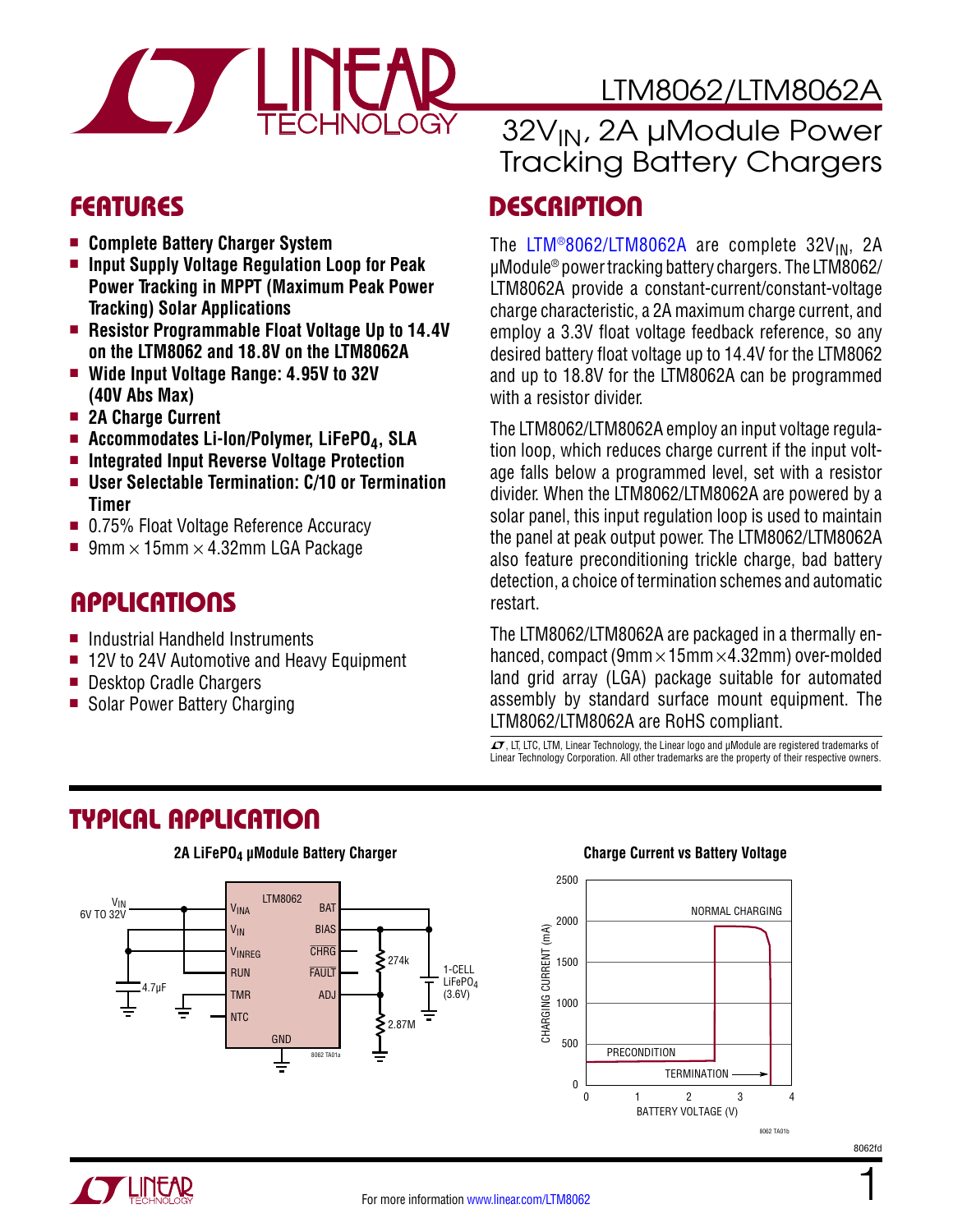# LTM8062/LTM8062A

## $32V_{IN}$, 2A µModule Power Tracking Battery Chargers

## FEATURES

- **Complete Battery Charger System**
- **Input Supply Voltage Regulation Loop for Peak Power Tracking in MPPT (Maximum Peak Power Tracking) Solar Applications**
- **Resistor Programmable Float Voltage Up to 14.4V on the LTM8062 and 18.8V on the LTM8062A**
- **Wide Input Voltage Range: 4.95V to 32V (40V Abs Max)**
- **2A Charge Current**
- **Accommodates Li-Ion/Polymer, $LiFePO_4$, SLA**
- **Integrated Input Reverse Voltage Protection**
- **User Selectable Termination: C/10 or Termination Timer**
- 0.75% Float Voltage Reference Accuracy
- 9mm × 15mm × 4.32mm LGA Package

## APPLICATIONS

- Industrial Handheld Instruments
- 12V to 24V Automotive and Heavy Equipment
- Desktop Cradle Chargers
- Solar Power Battery Charging

## DESCRIPTION

The LTM®8062/LTM8062A are complete $32V_{IN}$, 2A µModule® power tracking battery chargers. The LTM8062/LTM8062A provide a constant-current/constant-voltage charge characteristic, a 2A maximum charge current, and employ a 3.3V float voltage feedback reference, so any desired battery float voltage up to 14.4V for the LTM8062 and up to 18.8V for the LTM8062A can be programmed with a resistor divider.

The LTM8062/LTM8062A employ an input voltage regulation loop, which reduces charge current if the input voltage falls below a programmed level, set with a resistor divider. When the LTM8062/LTM8062A are powered by a solar panel, this input regulation loop is used to maintain the panel at peak output power. The LTM8062/LTM8062A also feature preconditioning trickle charge, bad battery detection, a choice of termination schemes and automatic restart.

The LTM8062/LTM8062A are packaged in a thermally enhanced, compact (9mm × 15mm × 4.32mm) over-molded land grid array (LGA) package suitable for automated assembly by standard surface mount equipment. The LTM8062/LTM8062A are RoHS compliant.

LT, LTC, LTM, Linear Technology, the Linear logo and µModule are registered trademarks of Linear Technology Corporation. All other trademarks are the property of their respective owners.

## TYPICAL APPLICATION

**2A $LiFePO_4$ µModule Battery Charger**

**Charge Current vs Battery Voltage**

For more information www.linear.com/LTM8062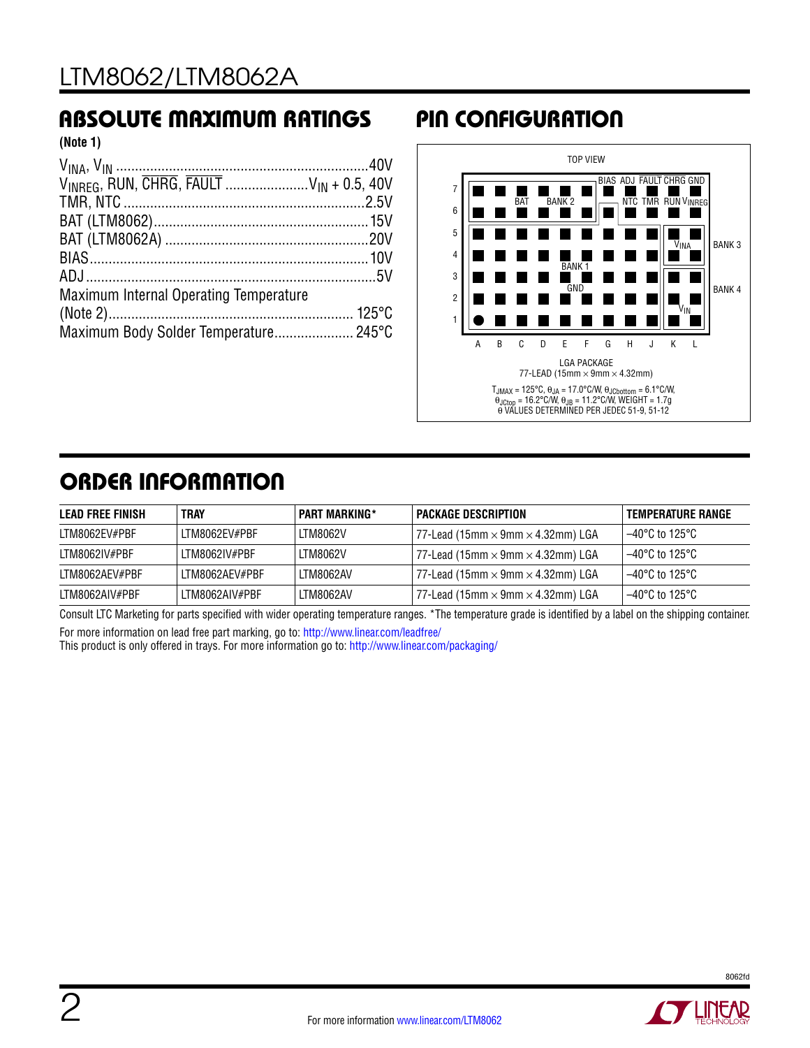## ABSOLUTE MAXIMUM RATINGS

(Note 1)

$V_{INA}$, $V_{IN}$ .......................................40V
$V_{INREG}$, RUN, $\overline{CHRG}$, $\overline{FAULT}$ .......... $V_{IN}$ + 0.5, 40V
TMR, NTC .......................................2.5V
BAT (LTM8062) .......................................15V
BAT (LTM8062A) .......................................20V
BIAS .......................................10V
ADJ .......................................5V
Maximum Internal Operating Temperature
(Note 2) ....................................... 125°C
Maximum Body Solder Temperature ............ 245°C

## PIN CONFIGURATION

TOP VIEW

LGA PACKAGE
77-LEAD (15mm × 9mm × 4.32mm)

$T_{JMAX}$ = 125°C, $\theta_{JA}$ = 17.0°C/W, $\theta_{JCbottom}$ = 6.1°C/W,
$\theta_{JCtop}$ = 16.2°C/W, $\theta_{JB}$ = 11.2°C/W, WEIGHT = 1.7g
θ VALUES DETERMINED PER JEDEC 51-9, 51-12

## ORDER INFORMATION

| LEAD FREE FINISH | TRAY | PART MARKING* | PACKAGE DESCRIPTION | TEMPERATURE RANGE |
|---|---|---|---|---|
| LTM8062EV#PBF | LTM8062EV#PBF | LTM8062V | 77-Lead (15mm × 9mm × 4.32mm) LGA | –40°C to 125°C |
| LTM8062IV#PBF | LTM8062IV#PBF | LTM8062V | 77-Lead (15mm × 9mm × 4.32mm) LGA | –40°C to 125°C |
| LTM8062AEV#PBF | LTM8062AEV#PBF | LTM8062AV | 77-Lead (15mm × 9mm × 4.32mm) LGA | –40°C to 125°C |
| LTM8062AIV#PBF | LTM8062AIV#PBF | LTM8062AV | 77-Lead (15mm × 9mm × 4.32mm) LGA | –40°C to 125°C |

Consult LTC Marketing for parts specified with wider operating temperature ranges. *The temperature grade is identified by a label on the shipping container.

For more information on lead free part marking, go to: http://www.linear.com/leadfree/
This product is only offered in trays. For more information go to: http://www.linear.com/packaging/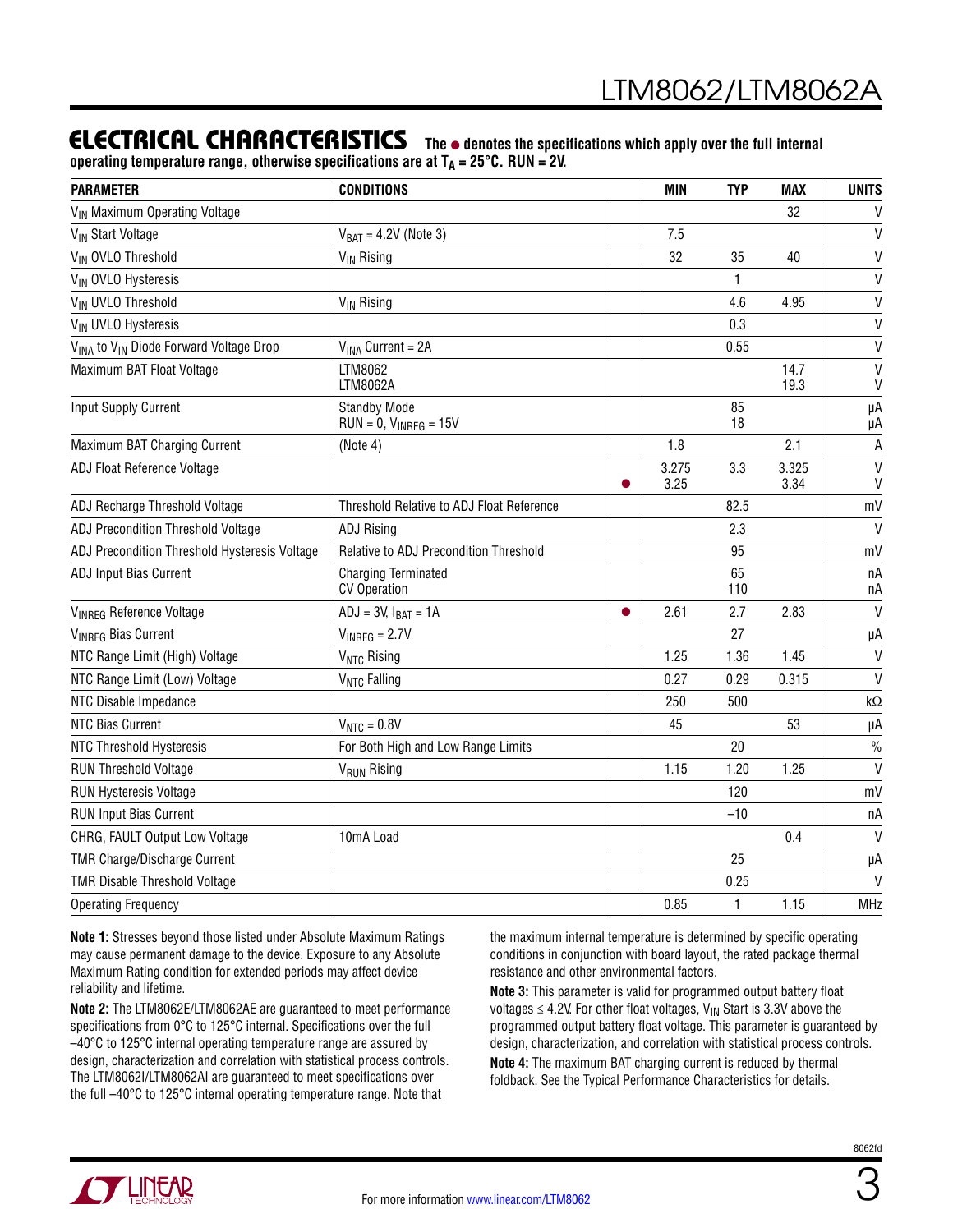## ELECTRICAL CHARACTERISTICS

**The ● denotes the specifications which apply over the full internal operating temperature range, otherwise specifications are at $T_A$ = 25°C. RUN = 2V.**

| PARAMETER | CONDITIONS | | MIN | TYP | MAX | UNITS |
|---|---|---|---|---|---|---|
| $V_{IN}$ Maximum Operating Voltage | | | | | 32 | V |
| $V_{IN}$ Start Voltage | $V_{BAT}$ = 4.2V (Note 3) | | 7.5 | | | V |
| $V_{IN}$ OVLO Threshold | $V_{IN}$ Rising | | 32 | 35 | 40 | V |
| $V_{IN}$ OVLO Hysteresis | | | | 1 | | V |
| $V_{IN}$ UVLO Threshold | $V_{IN}$ Rising | | | 4.6 | 4.95 | V |
| $V_{IN}$ UVLO Hysteresis | | | | 0.3 | | V |
| $V_{INA}$ to $V_{IN}$ Diode Forward Voltage Drop | $V_{INA}$ Current = 2A | | | 0.55 | | V |
| Maximum BAT Float Voltage | LTM8062<br>LTM8062A | | | | 14.7<br>19.3 | V<br>V |
| Input Supply Current | Standby Mode<br>RUN = 0, $V_{INREG}$ = 15V | | | 85<br>18 | | µA<br>µA |
| Maximum BAT Charging Current | (Note 4) | | 1.8 | | 2.1 | A |
| ADJ Float Reference Voltage | | <br>● | 3.275<br>3.25 | 3.3 | 3.325<br>3.34 | V<br>V |
| ADJ Recharge Threshold Voltage | Threshold Relative to ADJ Float Reference | | | 82.5 | | mV |
| ADJ Precondition Threshold Voltage | ADJ Rising | | | 2.3 | | V |
| ADJ Precondition Threshold Hysteresis Voltage | Relative to ADJ Precondition Threshold | | | 95 | | mV |
| ADJ Input Bias Current | Charging Terminated<br>CV Operation | | | 65<br>110 | | nA<br>nA |
| $V_{INREG}$ Reference Voltage | ADJ = 3V, $I_{BAT}$ = 1A | ● | 2.61 | 2.7 | 2.83 | V |
| $V_{INREG}$ Bias Current | $V_{INREG}$ = 2.7V | | | 27 | | µA |
| NTC Range Limit (High) Voltage | $V_{NTC}$ Rising | | 1.25 | 1.36 | 1.45 | V |
| NTC Range Limit (Low) Voltage | $V_{NTC}$ Falling | | 0.27 | 0.29 | 0.315 | V |
| NTC Disable Impedance | | | 250 | 500 | | kΩ |
| NTC Bias Current | $V_{NTC}$ = 0.8V | | 45 | | 53 | µA |
| NTC Threshold Hysteresis | For Both High and Low Range Limits | | | 20 | | % |
| RUN Threshold Voltage | $V_{RUN}$ Rising | | 1.15 | 1.20 | 1.25 | V |
| RUN Hysteresis Voltage | | | | 120 | | mV |
| RUN Input Bias Current | | | | –10 | | nA |
| CHRG, FAULT Output Low Voltage | 10mA Load | | | | 0.4 | V |
| TMR Charge/Discharge Current | | | | 25 | | µA |
| TMR Disable Threshold Voltage | | | | 0.25 | | V |
| Operating Frequency | | | 0.85 | 1 | 1.15 | MHz |

**Note 1:** Stresses beyond those listed under Absolute Maximum Ratings may cause permanent damage to the device. Exposure to any Absolute Maximum Rating condition for extended periods may affect device reliability and lifetime.

**Note 2:** The LTM8062E/LTM8062AE are guaranteed to meet performance specifications from 0°C to 125°C internal. Specifications over the full –40°C to 125°C internal operating temperature range are assured by design, characterization and correlation with statistical process controls. The LTM8062I/LTM8062AI are guaranteed to meet specifications over the full –40°C to 125°C internal operating temperature range. Note that the maximum internal temperature is determined by specific operating conditions in conjunction with board layout, the rated package thermal resistance and other environmental factors.

**Note 3:** This parameter is valid for programmed output battery float voltages ≤ 4.2V. For other float voltages, $V_{IN}$ Start is 3.3V above the programmed output battery float voltage. This parameter is guaranteed by design, characterization, and correlation with statistical process controls.

**Note 4:** The maximum BAT charging current is reduced by thermal foldback. See the Typical Performance Characteristics for details.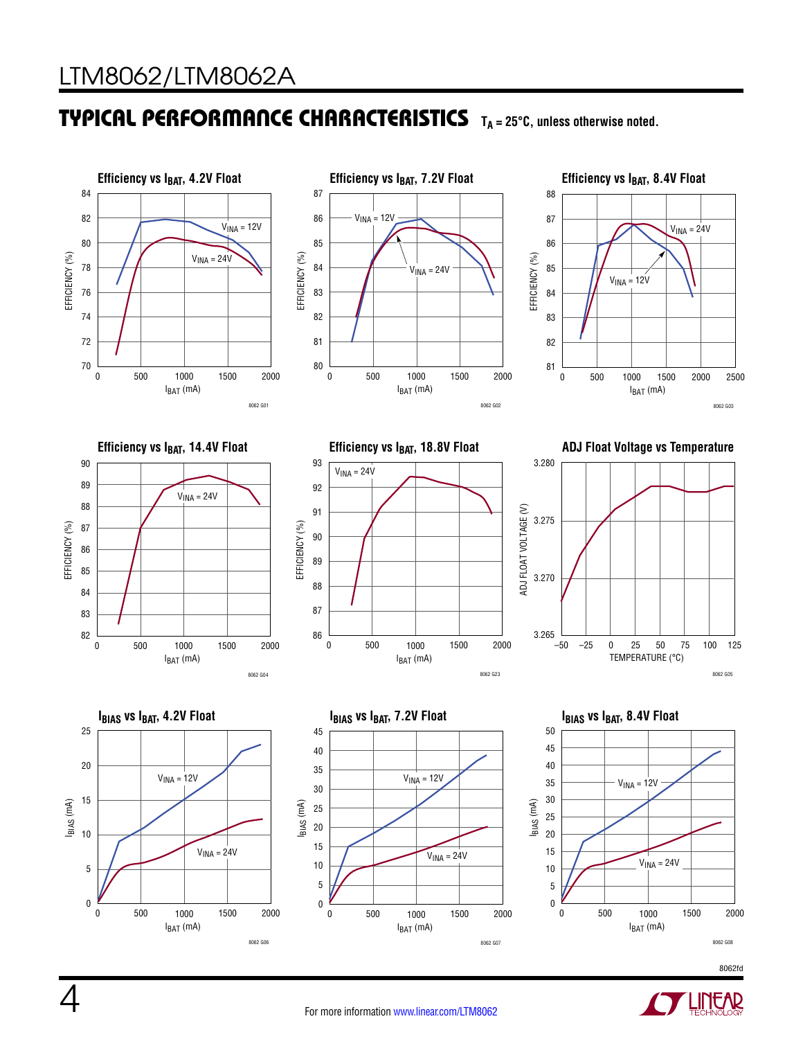## TYPICAL PERFORMANCE CHARACTERISTICS

$T_A$ = 25°C, unless otherwise noted.

**Efficiency vs $I_{BAT}$, 4.2V Float**

EFFICIENCY (%) vs $I_{BAT}$ (mA); $V_{INA}$ = 12V, $V_{INA}$ = 24V

8062 G01

**Efficiency vs $I_{BAT}$, 7.2V Float**

EFFICIENCY (%) vs $I_{BAT}$ (mA); $V_{INA}$ = 12V, $V_{INA}$ = 24V

8062 G02

**Efficiency vs $I_{BAT}$, 8.4V Float**

EFFICIENCY (%) vs $I_{BAT}$ (mA); $V_{INA}$ = 24V, $V_{INA}$ = 12V

8062 G03

**Efficiency vs $I_{BAT}$, 14.4V Float**

EFFICIENCY (%) vs $I_{BAT}$ (mA); $V_{INA}$ = 24V

8062 G04

**Efficiency vs $I_{BAT}$, 18.8V Float**

EFFICIENCY (%) vs $I_{BAT}$ (mA); $V_{INA}$ = 24V

8062 G23

**ADJ Float Voltage vs Temperature**

ADJ FLOAT VOLTAGE (V) vs TEMPERATURE (°C)

8062 G05

**$I_{BIAS}$ vs $I_{BAT}$, 4.2V Float**

$I_{BIAS}$ (mA) vs $I_{BAT}$ (mA); $V_{INA}$ = 12V, $V_{INA}$ = 24V

8062 G06

**$I_{BIAS}$ vs $I_{BAT}$, 7.2V Float**

$I_{BIAS}$ (mA) vs $I_{BAT}$ (mA); $V_{INA}$ = 12V, $V_{INA}$ = 24V

8062 G07

**$I_{BIAS}$ vs $I_{BAT}$, 8.4V Float**

$I_{BIAS}$ (mA) vs $I_{BAT}$ (mA); $V_{INA}$ = 12V, $V_{INA}$ = 24V

8062 G08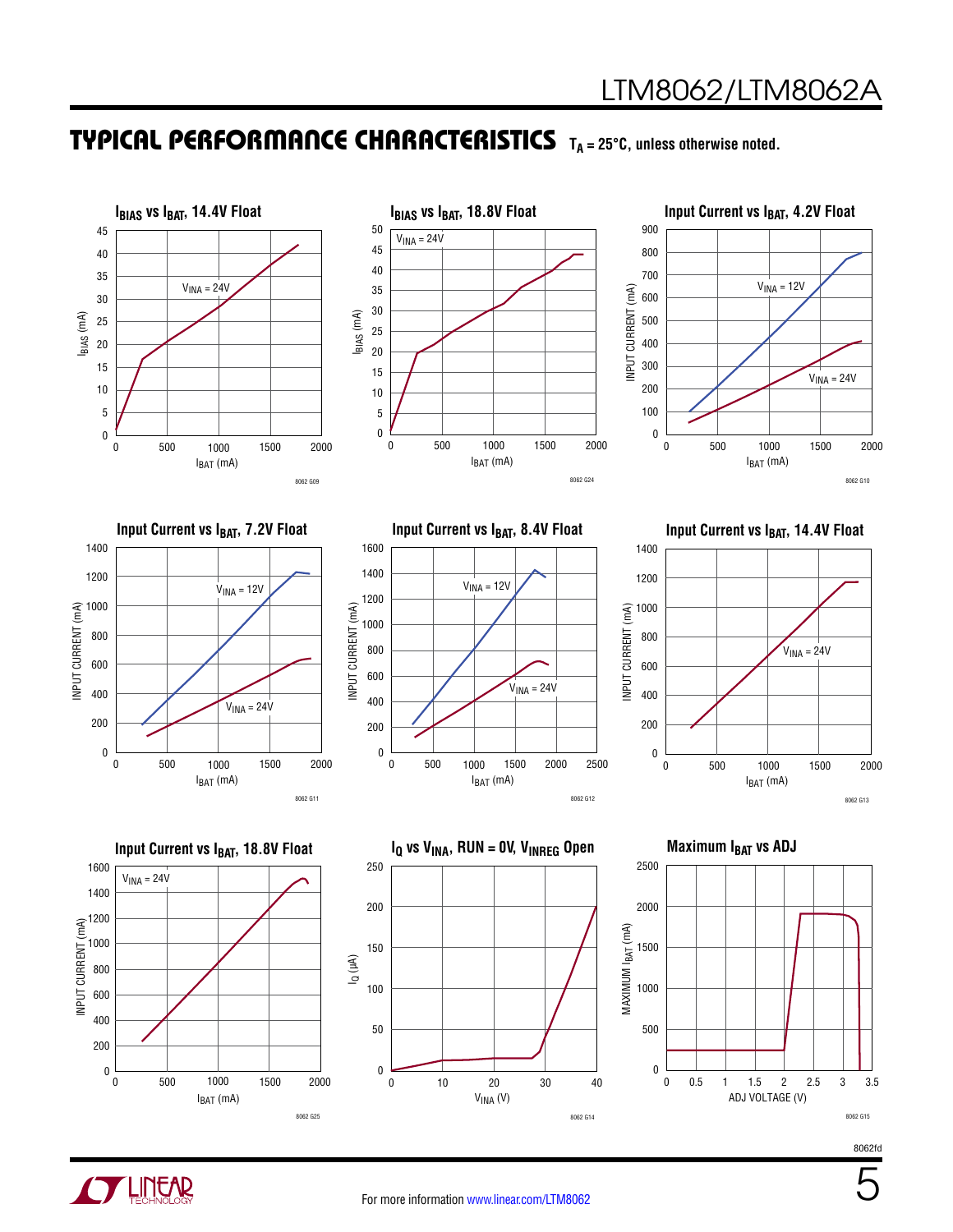## TYPICAL PERFORMANCE CHARACTERISTICS

$T_A = 25°C$, unless otherwise noted.

**$I_{BIAS}$ vs $I_{BAT}$, 14.4V Float**

$V_{INA} = 24V$

8062 G09

**$I_{BIAS}$ vs $I_{BAT}$, 18.8V Float**

$V_{INA} = 24V$

8062 G24

**Input Current vs $I_{BAT}$, 4.2V Float**

$V_{INA} = 12V$, $V_{INA} = 24V$

8062 G10

**Input Current vs $I_{BAT}$, 7.2V Float**

$V_{INA} = 12V$, $V_{INA} = 24V$

8062 G11

**Input Current vs $I_{BAT}$, 8.4V Float**

$V_{INA} = 12V$, $V_{INA} = 24V$

8062 G12

**Input Current vs $I_{BAT}$, 14.4V Float**

$V_{INA} = 24V$

8062 G13

**Input Current vs $I_{BAT}$, 18.8V Float**

$V_{INA} = 24V$

8062 G25

**$I_Q$ vs $V_{INA}$, RUN = 0V, $V_{INREG}$ Open**

8062 G14

**Maximum $I_{BAT}$ vs ADJ**

8062 G15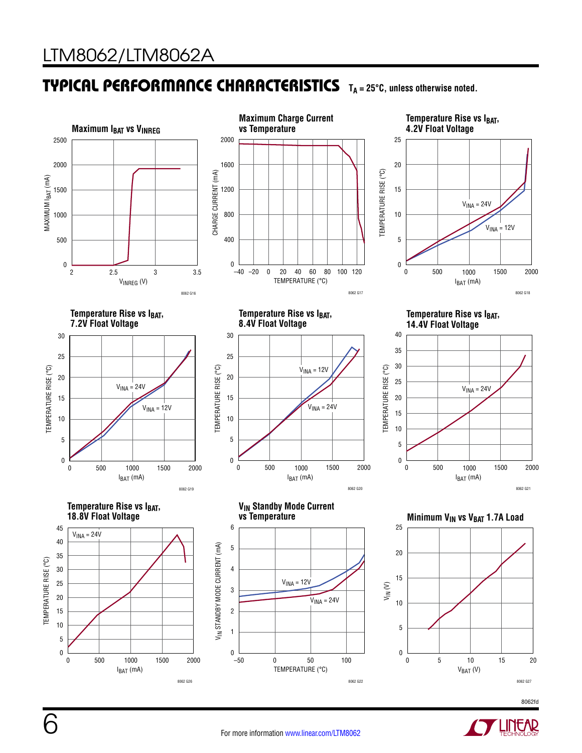## TYPICAL PERFORMANCE CHARACTERISTICS $T_A$ = 25°C, unless otherwise noted.

**Maximum $I_{BAT}$ vs $V_{INREG}$**

MAXIMUM $I_{BAT}$ (mA) vs $V_{INREG}$ (V)

8062 G16

**Maximum Charge Current vs Temperature**

CHARGE CURRENT (mA) vs TEMPERATURE (°C)

8062 G17

**Temperature Rise vs $I_{BAT}$, 4.2V Float Voltage**

TEMPERATURE RISE (°C) vs $I_{BAT}$ (mA); $V_{INA}$ = 24V, $V_{INA}$ = 12V

8062 G18

**Temperature Rise vs $I_{BAT}$, 7.2V Float Voltage**

TEMPERATURE RISE (°C) vs $I_{BAT}$ (mA); $V_{INA}$ = 24V, $V_{INA}$ = 12V

8062 G19

**Temperature Rise vs $I_{BAT}$, 8.4V Float Voltage**

TEMPERATURE RISE (°C) vs $I_{BAT}$ (mA); $V_{INA}$ = 12V, $V_{INA}$ = 24V

8062 G20

**Temperature Rise vs $I_{BAT}$, 14.4V Float Voltage**

TEMPERATURE RISE (°C) vs $I_{BAT}$ (mA); $V_{INA}$ = 24V

8062 G21

**Temperature Rise vs $I_{BAT}$, 18.8V Float Voltage**

TEMPERATURE RISE (°C) vs $I_{BAT}$ (mA); $V_{INA}$ = 24V

8062 G26

**$V_{IN}$ Standby Mode Current vs Temperature**

$V_{IN}$ STANDBY MODE CURRENT (mA) vs TEMPERATURE (°C); $V_{INA}$ = 12V, $V_{INA}$ = 24V

8062 G22

**Minimum $V_{IN}$ vs $V_{BAT}$ 1.7A Load**

$V_{IN}$ (V) vs $V_{BAT}$ (V)

8062 G27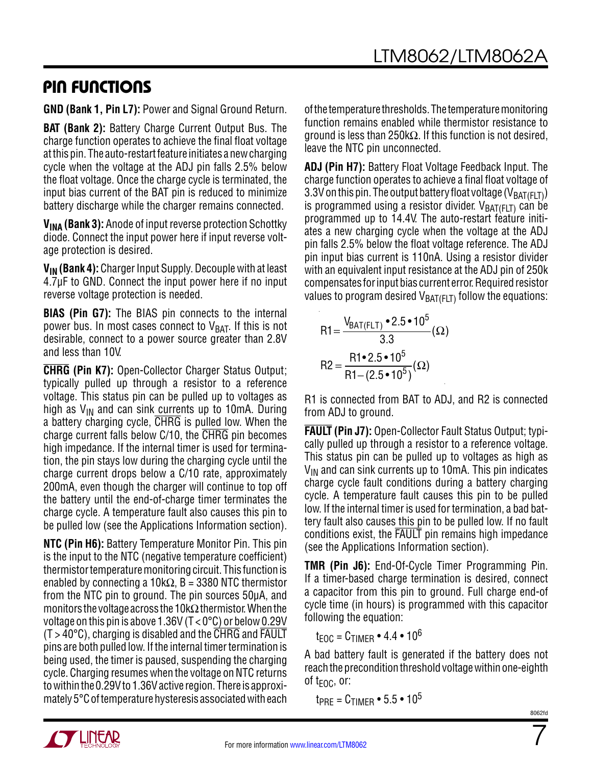## PIN FUNCTIONS

**GND (Bank 1, Pin L7):** Power and Signal Ground Return.

**BAT (Bank 2):** Battery Charge Current Output Bus. The charge function operates to achieve the final float voltage at this pin. The auto-restart feature initiates a new charging cycle when the voltage at the ADJ pin falls 2.5% below the float voltage. Once the charge cycle is terminated, the input bias current of the BAT pin is reduced to minimize battery discharge while the charger remains connected.

**$V_{INA}$ (Bank 3):** Anode of input reverse protection Schottky diode. Connect the input power here if input reverse voltage protection is desired.

**$V_{IN}$ (Bank 4):** Charger Input Supply. Decouple with at least 4.7µF to GND. Connect the input power here if no input reverse voltage protection is needed.

**BIAS (Pin G7):** The BIAS pin connects to the internal power bus. In most cases connect to $V_{BAT}$. If this is not desirable, connect to a power source greater than 2.8V and less than 10V.

**$\overline{\text{CHRG}}$ (Pin K7):** Open-Collector Charger Status Output; typically pulled up through a resistor to a reference voltage. This status pin can be pulled up to voltages as high as $V_{IN}$ and can sink currents up to 10mA. During a battery charging cycle, $\overline{\text{CHRG}}$ is pulled low. When the charge current falls below C/10, the $\overline{\text{CHRG}}$ pin becomes high impedance. If the internal timer is used for termination, the pin stays low during the charging cycle until the charge current drops below a C/10 rate, approximately 200mA, even though the charger will continue to top off the battery until the end-of-charge timer terminates the charge cycle. A temperature fault also causes this pin to be pulled low (see the Applications Information section).

**NTC (Pin H6):** Battery Temperature Monitor Pin. This pin is the input to the NTC (negative temperature coefficient) thermistor temperature monitoring circuit. This function is enabled by connecting a 10kΩ, B = 3380 NTC thermistor from the NTC pin to ground. The pin sources 50µA, and monitors the voltage across the 10kΩ thermistor. When the voltage on this pin is above 1.36V (T < 0°C) or below 0.29V (T > 40°C), charging is disabled and the $\overline{\text{CHRG}}$ and $\overline{\text{FAULT}}$ pins are both pulled low. If the internal timer termination is being used, the timer is paused, suspending the charging cycle. Charging resumes when the voltage on NTC returns to within the 0.29V to 1.36V active region. There is approximately 5°C of temperature hysteresis associated with each of the temperature thresholds. The temperature monitoring function remains enabled while thermistor resistance to ground is less than 250kΩ. If this function is not desired, leave the NTC pin unconnected.

**ADJ (Pin H7):** Battery Float Voltage Feedback Input. The charge function operates to achieve a final float voltage of 3.3V on this pin. The output battery float voltage ($V_{BAT(FLT)}$) is programmed using a resistor divider. $V_{BAT(FLT)}$ can be programmed up to 14.4V. The auto-restart feature initiates a new charging cycle when the voltage at the ADJ pin falls 2.5% below the float voltage reference. The ADJ pin input bias current is 110nA. Using a resistor divider with an equivalent input resistance at the ADJ pin of 250k compensates for input bias current error. Required resistor values to program desired $V_{BAT(FLT)}$ follow the equations:

$$R1 = \frac{V_{BAT(FLT)} \bullet 2.5 \bullet 10^5}{3.3} (\Omega)$$

$$R2 = \frac{R1 \bullet 2.5 \bullet 10^5}{R1 - (2.5 \bullet 10^5)} (\Omega)$$

R1 is connected from BAT to ADJ, and R2 is connected from ADJ to ground.

**$\overline{\text{FAULT}}$ (Pin J7):** Open-Collector Fault Status Output; typically pulled up through a resistor to a reference voltage. This status pin can be pulled up to voltages as high as $V_{IN}$ and can sink currents up to 10mA. This pin indicates charge cycle fault conditions during a battery charging cycle. A temperature fault causes this pin to be pulled low. If the internal timer is used for termination, a bad battery fault also causes this pin to be pulled low. If no fault conditions exist, the $\overline{\text{FAULT}}$ pin remains high impedance (see the Applications Information section).

**TMR (Pin J6):** End-Of-Cycle Timer Programming Pin. If a timer-based charge termination is desired, connect a capacitor from this pin to ground. Full charge end-of cycle time (in hours) is programmed with this capacitor following the equation:

$$t_{EOC} = C_{TIMER} \bullet 4.4 \bullet 10^6$$

A bad battery fault is generated if the battery does not reach the precondition threshold voltage within one-eighth of $t_{EOC}$, or:

$$t_{PRE} = C_{TIMER} \bullet 5.5 \bullet 10^5$$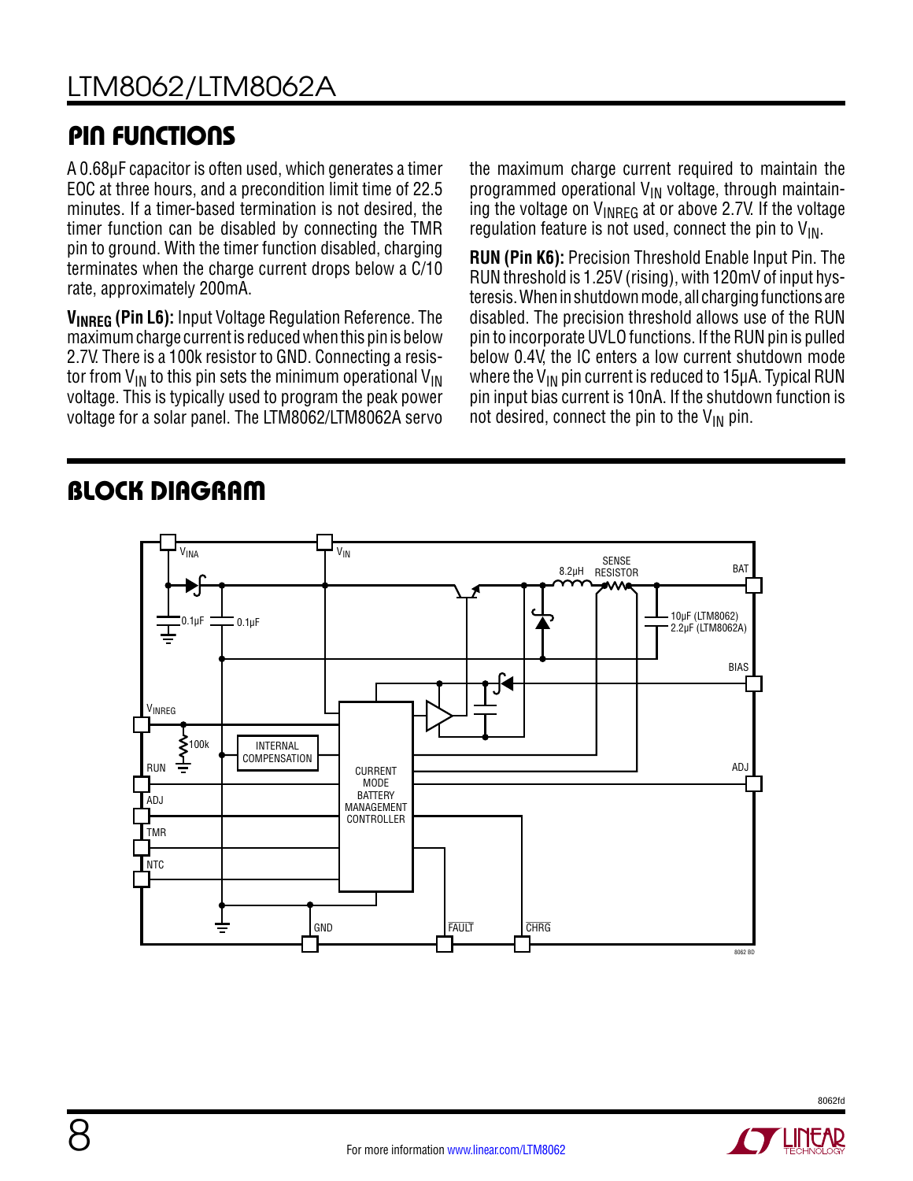## PIN FUNCTIONS

A 0.68µF capacitor is often used, which generates a timer EOC at three hours, and a precondition limit time of 22.5 minutes. If a timer-based termination is not desired, the timer function can be disabled by connecting the TMR pin to ground. With the timer function disabled, charging terminates when the charge current drops below a C/10 rate, approximately 200mA.

**$V_{INREG}$ (Pin L6):** Input Voltage Regulation Reference. The maximum charge current is reduced when this pin is below 2.7V. There is a 100k resistor to GND. Connecting a resistor from $V_{IN}$ to this pin sets the minimum operational $V_{IN}$ voltage. This is typically used to program the peak power voltage for a solar panel. The LTM8062/LTM8062A servo the maximum charge current required to maintain the programmed operational $V_{IN}$ voltage, through maintaining the voltage on $V_{INREG}$ at or above 2.7V. If the voltage regulation feature is not used, connect the pin to $V_{IN}$.

**RUN (Pin K6):** Precision Threshold Enable Input Pin. The RUN threshold is 1.25V (rising), with 120mV of input hysteresis. When in shutdown mode, all charging functions are disabled. The precision threshold allows use of the RUN pin to incorporate UVLO functions. If the RUN pin is pulled below 0.4V, the IC enters a low current shutdown mode where the $V_{IN}$ pin current is reduced to 15µA. Typical RUN pin input bias current is 10nA. If the shutdown function is not desired, connect the pin to the $V_{IN}$ pin.

## BLOCK DIAGRAM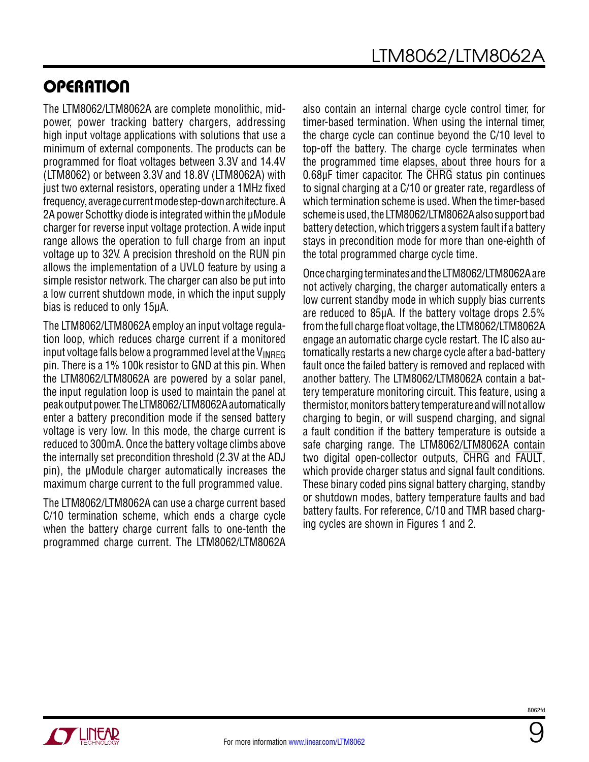# OPERATION

The LTM8062/LTM8062A are complete monolithic, mid-power, power tracking battery chargers, addressing high input voltage applications with solutions that use a minimum of external components. The products can be programmed for float voltages between 3.3V and 14.4V (LTM8062) or between 3.3V and 18.8V (LTM8062A) with just two external resistors, operating under a 1MHz fixed frequency, average current mode step-down architecture. A 2A power Schottky diode is integrated within the µModule charger for reverse input voltage protection. A wide input range allows the operation to full charge from an input voltage up to 32V. A precision threshold on the RUN pin allows the implementation of a UVLO feature by using a simple resistor network. The charger can also be put into a low current shutdown mode, in which the input supply bias is reduced to only 15µA.

The LTM8062/LTM8062A employ an input voltage regulation loop, which reduces charge current if a monitored input voltage falls below a programmed level at the $V_{INREG}$ pin. There is a 1% 100k resistor to GND at this pin. When the LTM8062/LTM8062A are powered by a solar panel, the input regulation loop is used to maintain the panel at peak output power. The LTM8062/LTM8062A automatically enter a battery precondition mode if the sensed battery voltage is very low. In this mode, the charge current is reduced to 300mA. Once the battery voltage climbs above the internally set precondition threshold (2.3V at the ADJ pin), the µModule charger automatically increases the maximum charge current to the full programmed value.

The LTM8062/LTM8062A can use a charge current based C/10 termination scheme, which ends a charge cycle when the battery charge current falls to one-tenth the programmed charge current. The LTM8062/LTM8062A also contain an internal charge cycle control timer, for timer-based termination. When using the internal timer, the charge cycle can continue beyond the C/10 level to top-off the battery. The charge cycle terminates when the programmed time elapses, about three hours for a 0.68µF timer capacitor. The $\overline{\text{CHRG}}$ status pin continues to signal charging at a C/10 or greater rate, regardless of which termination scheme is used. When the timer-based scheme is used, the LTM8062/LTM8062A also support bad battery detection, which triggers a system fault if a battery stays in precondition mode for more than one-eighth of the total programmed charge cycle time.

Once charging terminates and the LTM8062/LTM8062A are not actively charging, the charger automatically enters a low current standby mode in which supply bias currents are reduced to 85µA. If the battery voltage drops 2.5% from the full charge float voltage, the LTM8062/LTM8062A engage an automatic charge cycle restart. The IC also automatically restarts a new charge cycle after a bad-battery fault once the failed battery is removed and replaced with another battery. The LTM8062/LTM8062A contain a battery temperature monitoring circuit. This feature, using a thermistor, monitors battery temperature and will not allow charging to begin, or will suspend charging, and signal a fault condition if the battery temperature is outside a safe charging range. The LTM8062/LTM8062A contain two digital open-collector outputs, $\overline{\text{CHRG}}$ and $\overline{\text{FAULT}}$, which provide charger status and signal fault conditions. These binary coded pins signal battery charging, standby or shutdown modes, battery temperature faults and bad battery faults. For reference, C/10 and TMR based charging cycles are shown in Figures 1 and 2.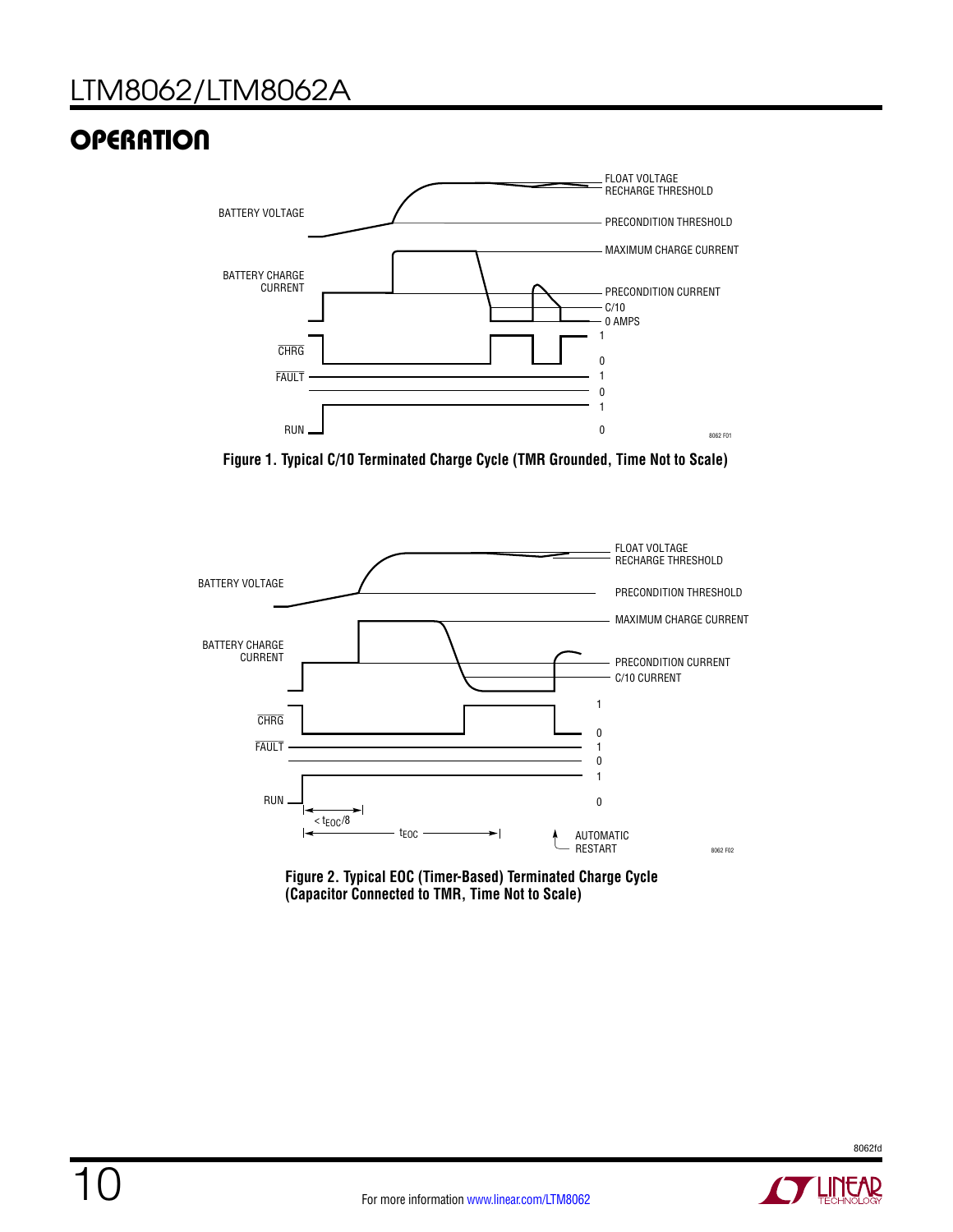## OPERATION

Figure 1. Typical C/10 Terminated Charge Cycle (TMR Grounded, Time Not to Scale)

Figure 2. Typical EOC (Timer-Based) Terminated Charge Cycle (Capacitor Connected to TMR, Time Not to Scale)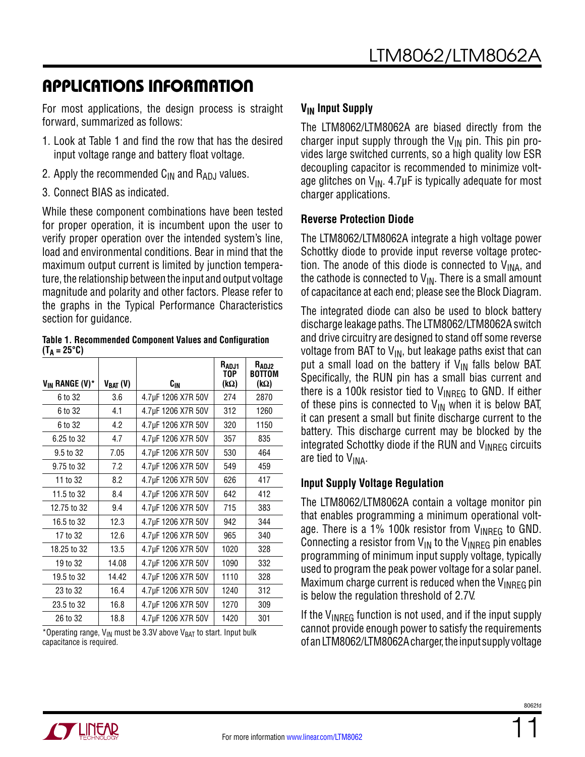## APPLICATIONS INFORMATION

For most applications, the design process is straight forward, summarized as follows:

1. Look at Table 1 and find the row that has the desired input voltage range and battery float voltage.
2. Apply the recommended $C_{IN}$ and $R_{ADJ}$ values.
3. Connect BIAS as indicated.

While these component combinations have been tested for proper operation, it is incumbent upon the user to verify proper operation over the intended system's line, load and environmental conditions. Bear in mind that the maximum output current is limited by junction temperature, the relationship between the input and output voltage magnitude and polarity and other factors. Please refer to the graphs in the Typical Performance Characteristics section for guidance.

**Table 1. Recommended Component Values and Configuration ($T_A$ = 25°C)**

| $V_{IN}$ RANGE (V)* | $V_{BAT}$ (V) | $C_{IN}$ | $R_{ADJ1}$ TOP (kΩ) | $R_{ADJ2}$ BOTTOM (kΩ) |
|---|---|---|---|---|
| 6 to 32 | 3.6 | 4.7µF 1206 X7R 50V | 274 | 2870 |
| 6 to 32 | 4.1 | 4.7µF 1206 X7R 50V | 312 | 1260 |
| 6 to 32 | 4.2 | 4.7µF 1206 X7R 50V | 320 | 1150 |
| 6.25 to 32 | 4.7 | 4.7µF 1206 X7R 50V | 357 | 835 |
| 9.5 to 32 | 7.05 | 4.7µF 1206 X7R 50V | 530 | 464 |
| 9.75 to 32 | 7.2 | 4.7µF 1206 X7R 50V | 549 | 459 |
| 11 to 32 | 8.2 | 4.7µF 1206 X7R 50V | 626 | 417 |
| 11.5 to 32 | 8.4 | 4.7µF 1206 X7R 50V | 642 | 412 |
| 12.75 to 32 | 9.4 | 4.7µF 1206 X7R 50V | 715 | 383 |
| 16.5 to 32 | 12.3 | 4.7µF 1206 X7R 50V | 942 | 344 |
| 17 to 32 | 12.6 | 4.7µF 1206 X7R 50V | 965 | 340 |
| 18.25 to 32 | 13.5 | 4.7µF 1206 X7R 50V | 1020 | 328 |
| 19 to 32 | 14.08 | 4.7µF 1206 X7R 50V | 1090 | 332 |
| 19.5 to 32 | 14.42 | 4.7µF 1206 X7R 50V | 1110 | 328 |
| 23 to 32 | 16.4 | 4.7µF 1206 X7R 50V | 1240 | 312 |
| 23.5 to 32 | 16.8 | 4.7µF 1206 X7R 50V | 1270 | 309 |
| 26 to 32 | 18.8 | 4.7µF 1206 X7R 50V | 1420 | 301 |

*Operating range, $V_{IN}$ must be 3.3V above $V_{BAT}$ to start. Input bulk capacitance is required.

### $V_{IN}$ Input Supply

The LTM8062/LTM8062A are biased directly from the charger input supply through the $V_{IN}$ pin. This pin provides large switched currents, so a high quality low ESR decoupling capacitor is recommended to minimize voltage glitches on $V_{IN}$. 4.7µF is typically adequate for most charger applications.

### Reverse Protection Diode

The LTM8062/LTM8062A integrate a high voltage power Schottky diode to provide input reverse voltage protection. The anode of this diode is connected to $V_{INA}$, and the cathode is connected to $V_{IN}$. There is a small amount of capacitance at each end; please see the Block Diagram.

The integrated diode can also be used to block battery discharge leakage paths. The LTM8062/LTM8062A switch and drive circuitry are designed to stand off some reverse voltage from BAT to $V_{IN}$, but leakage paths exist that can put a small load on the battery if $V_{IN}$ falls below BAT. Specifically, the RUN pin has a small bias current and there is a 100k resistor tied to $V_{INREG}$ to GND. If either of these pins is connected to $V_{IN}$ when it is below BAT, it can present a small but finite discharge current to the battery. This discharge current may be blocked by the integrated Schottky diode if the RUN and $V_{INREG}$ circuits are tied to $V_{INA}$.

### Input Supply Voltage Regulation

The LTM8062/LTM8062A contain a voltage monitor pin that enables programming a minimum operational voltage. There is a 1% 100k resistor from $V_{INREG}$ to GND. Connecting a resistor from $V_{IN}$ to the $V_{INREG}$ pin enables programming of minimum input supply voltage, typically used to program the peak power voltage for a solar panel. Maximum charge current is reduced when the $V_{INREG}$ pin is below the regulation threshold of 2.7V.

If the $V_{INREG}$ function is not used, and if the input supply cannot provide enough power to satisfy the requirements of an LTM8062/LTM8062A charger, the input supply voltage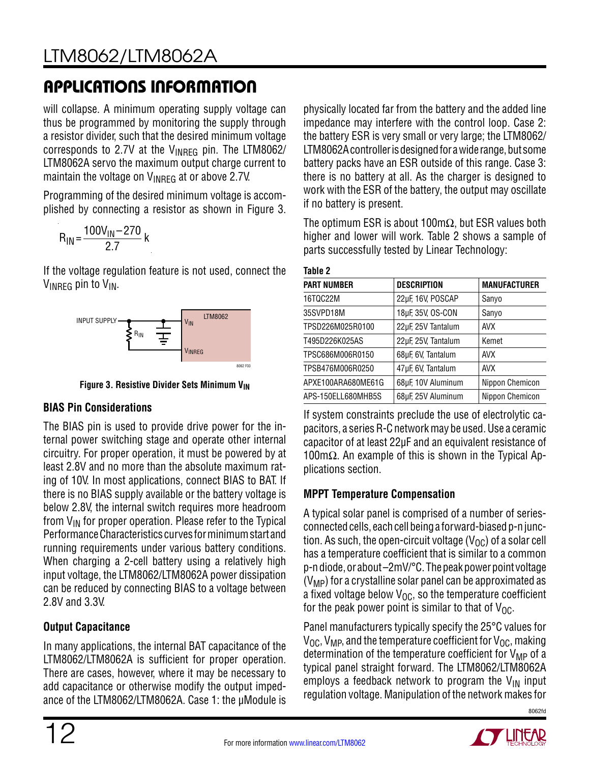## APPLICATIONS INFORMATION

will collapse. A minimum operating supply voltage can thus be programmed by monitoring the supply through a resistor divider, such that the desired minimum voltage corresponds to 2.7V at the $V_{INREG}$ pin. The LTM8062/LTM8062A servo the maximum output charge current to maintain the voltage on $V_{INREG}$ at or above 2.7V.

Programming of the desired minimum voltage is accomplished by connecting a resistor as shown in Figure 3.

$$R_{IN} = \frac{100V_{IN} - 270}{2.7} k$$

If the voltage regulation feature is not used, connect the $V_{INREG}$ pin to $V_{IN}$.

**Figure 3. Resistive Divider Sets Minimum $V_{IN}$**

### BIAS Pin Considerations

The BIAS pin is used to provide drive power for the internal power switching stage and operate other internal circuitry. For proper operation, it must be powered by at least 2.8V and no more than the absolute maximum rating of 10V. In most applications, connect BIAS to BAT. If there is no BIAS supply available or the battery voltage is below 2.8V, the internal switch requires more headroom from $V_{IN}$ for proper operation. Please refer to the Typical Performance Characteristics curves for minimum start and running requirements under various battery conditions. When charging a 2-cell battery using a relatively high input voltage, the LTM8062/LTM8062A power dissipation can be reduced by connecting BIAS to a voltage between 2.8V and 3.3V.

### Output Capacitance

In many applications, the internal BAT capacitance of the LTM8062/LTM8062A is sufficient for proper operation. There are cases, however, where it may be necessary to add capacitance or otherwise modify the output impedance of the LTM8062/LTM8062A. Case 1: the µModule is physically located far from the battery and the added line impedance may interfere with the control loop. Case 2: the battery ESR is very small or very large; the LTM8062/LTM8062A controller is designed for a wide range, but some battery packs have an ESR outside of this range. Case 3: there is no battery at all. As the charger is designed to work with the ESR of the battery, the output may oscillate if no battery is present.

The optimum ESR is about 100mΩ, but ESR values both higher and lower will work. Table 2 shows a sample of parts successfully tested by Linear Technology:

**Table 2**

| PART NUMBER | DESCRIPTION | MANUFACTURER |
|---|---|---|
| 16TQC22M | 22µF, 16V, POSCAP | Sanyo |
| 35SVPD18M | 18µF, 35V, OS-CON | Sanyo |
| TPSD226M025R0100 | 22µF, 25V Tantalum | AVX |
| T495D226K025AS | 22µF, 25V, Tantalum | Kemet |
| TPSC686M006R0150 | 68µF, 6V, Tantalum | AVX |
| TPSB476M006R0250 | 47µF, 6V, Tantalum | AVX |
| APXE100ARA680ME61G | 68µF, 10V Aluminum | Nippon Chemicon |
| APS-150ELL680MHB5S | 68µF, 25V Aluminum | Nippon Chemicon |

If system constraints preclude the use of electrolytic capacitors, a series R-C network may be used. Use a ceramic capacitor of at least 22µF and an equivalent resistance of 100mΩ. An example of this is shown in the Typical Applications section.

### MPPT Temperature Compensation

A typical solar panel is comprised of a number of series-connected cells, each cell being a forward-biased p-n junction. As such, the open-circuit voltage ($V_{OC}$) of a solar cell has a temperature coefficient that is similar to a common p-n diode, or about –2mV/°C. The peak power point voltage ($V_{MP}$) for a crystalline solar panel can be approximated as a fixed voltage below $V_{OC}$, so the temperature coefficient for the peak power point is similar to that of $V_{OC}$.

Panel manufacturers typically specify the 25°C values for $V_{OC}$, $V_{MP}$, and the temperature coefficient for $V_{OC}$, making determination of the temperature coefficient for $V_{MP}$ of a typical panel straight forward. The LTM8062/LTM8062A employs a feedback network to program the $V_{IN}$ input regulation voltage. Manipulation of the network makes for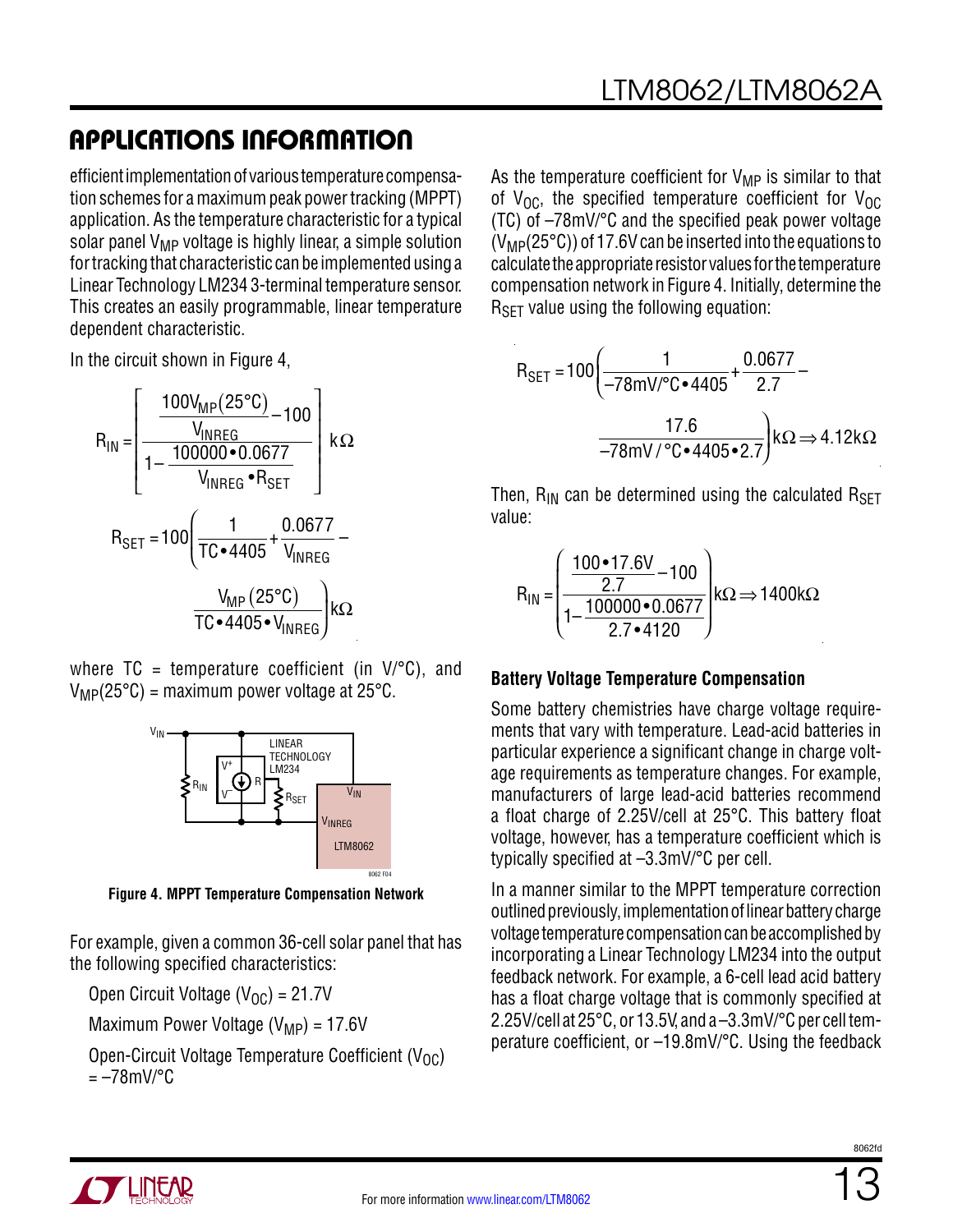## APPLICATIONS INFORMATION

efficient implementation of various temperature compensation schemes for a maximum peak power tracking (MPPT) application. As the temperature characteristic for a typical solar panel $V_{MP}$ voltage is highly linear, a simple solution for tracking that characteristic can be implemented using a Linear Technology LM234 3-terminal temperature sensor. This creates an easily programmable, linear temperature dependent characteristic.

In the circuit shown in Figure 4,

$$R_{IN} = \left[ \frac{\dfrac{100V_{MP}(25°C)}{V_{INREG}} - 100}{1 - \dfrac{100000 \bullet 0.0677}{V_{INREG} \bullet R_{SET}}} \right] k\Omega$$

$$R_{SET} = 100 \left( \frac{1}{TC \bullet 4405} + \frac{0.0677}{V_{INREG}} - \frac{V_{MP}(25°C)}{TC \bullet 4405 \bullet V_{INREG}} \right) k\Omega$$

where TC = temperature coefficient (in V/°C), and $V_{MP}(25°C)$ = maximum power voltage at 25°C.

Figure 4. MPPT Temperature Compensation Network

For example, given a common 36-cell solar panel that has the following specified characteristics:

Open Circuit Voltage ($V_{OC}$) = 21.7V

Maximum Power Voltage ($V_{MP}$) = 17.6V

Open-Circuit Voltage Temperature Coefficient ($V_{OC}$) = –78mV/°C

As the temperature coefficient for $V_{MP}$ is similar to that of $V_{OC}$, the specified temperature coefficient for $V_{OC}$ (TC) of –78mV/°C and the specified peak power voltage ($V_{MP}(25°C)$) of 17.6V can be inserted into the equations to calculate the appropriate resistor values for the temperature compensation network in Figure 4. Initially, determine the $R_{SET}$ value using the following equation:

$$R_{SET} = 100 \left( \frac{1}{-78mV/°C \bullet 4405} + \frac{0.0677}{2.7} - \frac{17.6}{-78mV/°C \bullet 4405 \bullet 2.7} \right) k\Omega \Rightarrow 4.12k\Omega$$

Then, $R_{IN}$ can be determined using the calculated $R_{SET}$ value:

$$R_{IN} = \left( \frac{\dfrac{100 \bullet 17.6V}{2.7} - 100}{1 - \dfrac{100000 \bullet 0.0677}{2.7 \bullet 4120}} \right) k\Omega \Rightarrow 1400k\Omega$$

### Battery Voltage Temperature Compensation

Some battery chemistries have charge voltage requirements that vary with temperature. Lead-acid batteries in particular experience a significant change in charge voltage requirements as temperature changes. For example, manufacturers of large lead-acid batteries recommend a float charge of 2.25V/cell at 25°C. This battery float voltage, however, has a temperature coefficient which is typically specified at –3.3mV/°C per cell.

In a manner similar to the MPPT temperature correction outlined previously, implementation of linear battery charge voltage temperature compensation can be accomplished by incorporating a Linear Technology LM234 into the output feedback network. For example, a 6-cell lead acid battery has a float charge voltage that is commonly specified at 2.25V/cell at 25°C, or 13.5V, and a –3.3mV/°C per cell temperature coefficient, or –19.8mV/°C. Using the feedback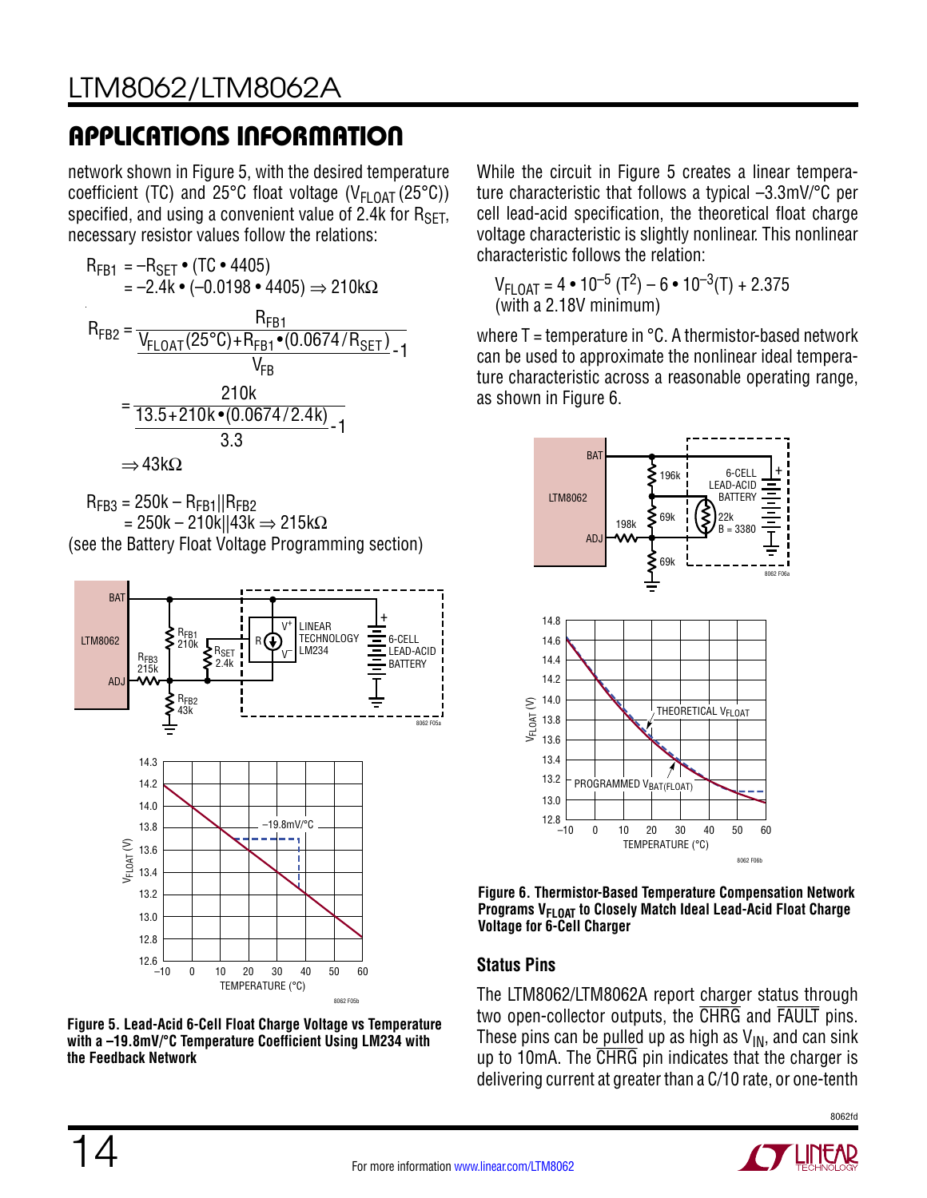## APPLICATIONS INFORMATION

network shown in Figure 5, with the desired temperature coefficient (TC) and 25°C float voltage ($V_{FLOAT}(25°C)$) specified, and using a convenient value of 2.4k for $R_{SET}$, necessary resistor values follow the relations:

$$R_{FB1} = -R_{SET} \bullet (TC \bullet 4405)$$
$$= -2.4k \bullet (-0.0198 \bullet 4405) \Rightarrow 210k\Omega$$

$$R_{FB2} = \frac{R_{FB1}}{\frac{V_{FLOAT}(25°C) + R_{FB1} \bullet (0.0674/R_{SET})}{V_{FB}} - 1}$$

$$= \frac{210k}{\frac{13.5 + 210k \bullet (0.0674/2.4k)}{3.3} - 1}$$

$$\Rightarrow 43k\Omega$$

$$R_{FB3} = 250k - R_{FB1}||R_{FB2}$$
$$= 250k - 210k||43k \Rightarrow 215k\Omega$$

(see the Battery Float Voltage Programming section)

Figure 5. Lead-Acid 6-Cell Float Charge Voltage vs Temperature with a –19.8mV/°C Temperature Coefficient Using LM234 with the Feedback Network

While the circuit in Figure 5 creates a linear temperature characteristic that follows a typical –3.3mV/°C per cell lead-acid specification, the theoretical float charge voltage characteristic is slightly nonlinear. This nonlinear characteristic follows the relation:

$$V_{FLOAT} = 4 \bullet 10^{-5} (T^2) - 6 \bullet 10^{-3}(T) + 2.375$$
(with a 2.18V minimum)

where T = temperature in °C. A thermistor-based network can be used to approximate the nonlinear ideal temperature characteristic across a reasonable operating range, as shown in Figure 6.

Figure 6. Thermistor-Based Temperature Compensation Network Programs $V_{FLOAT}$ to Closely Match Ideal Lead-Acid Float Charge Voltage for 6-Cell Charger

### Status Pins

The LTM8062/LTM8062A report charger status through two open-collector outputs, the $\overline{CHRG}$ and $\overline{FAULT}$ pins. These pins can be pulled up as high as $V_{IN}$, and can sink up to 10mA. The $\overline{CHRG}$ pin indicates that the charger is delivering current at greater than a C/10 rate, or one-tenth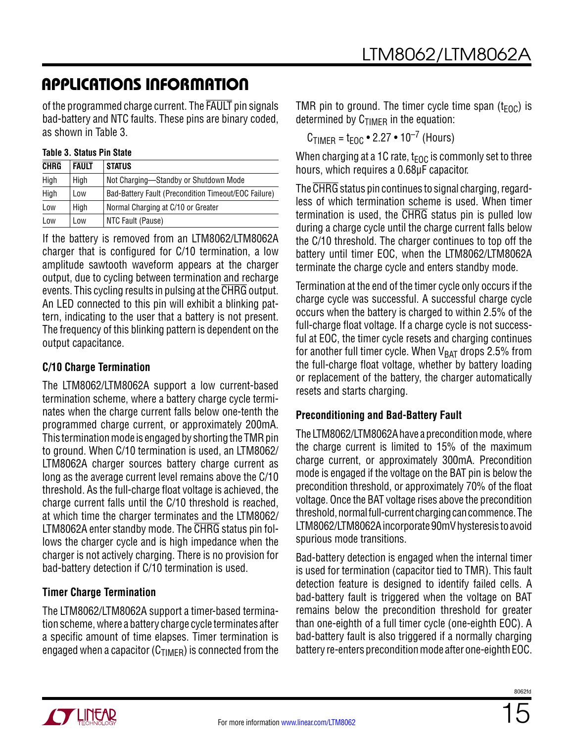## APPLICATIONS INFORMATION

of the programmed charge current. The $\overline{FAULT}$ pin signals bad-battery and NTC faults. These pins are binary coded, as shown in Table 3.

**Table 3. Status Pin State**

| $\overline{CHRG}$ | $\overline{FAULT}$ | STATUS |
|---|---|---|
| High | High | Not Charging—Standby or Shutdown Mode |
| High | Low | Bad-Battery Fault (Precondition Timeout/EOC Failure) |
| Low | High | Normal Charging at C/10 or Greater |
| Low | Low | NTC Fault (Pause) |

If the battery is removed from an LTM8062/LTM8062A charger that is configured for C/10 termination, a low amplitude sawtooth waveform appears at the charger output, due to cycling between termination and recharge events. This cycling results in pulsing at the $\overline{CHRG}$ output. An LED connected to this pin will exhibit a blinking pattern, indicating to the user that a battery is not present. The frequency of this blinking pattern is dependent on the output capacitance.

### C/10 Charge Termination

The LTM8062/LTM8062A support a low current-based termination scheme, where a battery charge cycle terminates when the charge current falls below one-tenth the programmed charge current, or approximately 200mA. This termination mode is engaged by shorting the TMR pin to ground. When C/10 termination is used, an LTM8062/LTM8062A charger sources battery charge current as long as the average current level remains above the C/10 threshold. As the full-charge float voltage is achieved, the charge current falls until the C/10 threshold is reached, at which time the charger terminates and the LTM8062/LTM8062A enter standby mode. The $\overline{CHRG}$ status pin follows the charger cycle and is high impedance when the charger is not actively charging. There is no provision for bad-battery detection if C/10 termination is used.

### Timer Charge Termination

The LTM8062/LTM8062A support a timer-based termination scheme, where a battery charge cycle terminates after a specific amount of time elapses. Timer termination is engaged when a capacitor ($C_{TIMER}$) is connected from the TMR pin to ground. The timer cycle time span ($t_{EOC}$) is determined by $C_{TIMER}$ in the equation:

$$C_{TIMER} = t_{EOC} \bullet 2.27 \bullet 10^{-7} \text{ (Hours)}$$

When charging at a 1C rate, $t_{EOC}$ is commonly set to three hours, which requires a 0.68µF capacitor.

The $\overline{CHRG}$ status pin continues to signal charging, regardless of which termination scheme is used. When timer termination is used, the $\overline{CHRG}$ status pin is pulled low during a charge cycle until the charge current falls below the C/10 threshold. The charger continues to top off the battery until timer EOC, when the LTM8062/LTM8062A terminate the charge cycle and enters standby mode.

Termination at the end of the timer cycle only occurs if the charge cycle was successful. A successful charge cycle occurs when the battery is charged to within 2.5% of the full-charge float voltage. If a charge cycle is not successful at EOC, the timer cycle resets and charging continues for another full timer cycle. When $V_{BAT}$ drops 2.5% from the full-charge float voltage, whether by battery loading or replacement of the battery, the charger automatically resets and starts charging.

### Preconditioning and Bad-Battery Fault

The LTM8062/LTM8062A have a precondition mode, where the charge current is limited to 15% of the maximum charge current, or approximately 300mA. Precondition mode is engaged if the voltage on the BAT pin is below the precondition threshold, or approximately 70% of the float voltage. Once the BAT voltage rises above the precondition threshold, normal full-current charging can commence. The LTM8062/LTM8062A incorporate 90mV hysteresis to avoid spurious mode transitions.

Bad-battery detection is engaged when the internal timer is used for termination (capacitor tied to TMR). This fault detection feature is designed to identify failed cells. A bad-battery fault is triggered when the voltage on BAT remains below the precondition threshold for greater than one-eighth of a full timer cycle (one-eighth EOC). A bad-battery fault is also triggered if a normally charging battery re-enters precondition mode after one-eighth EOC.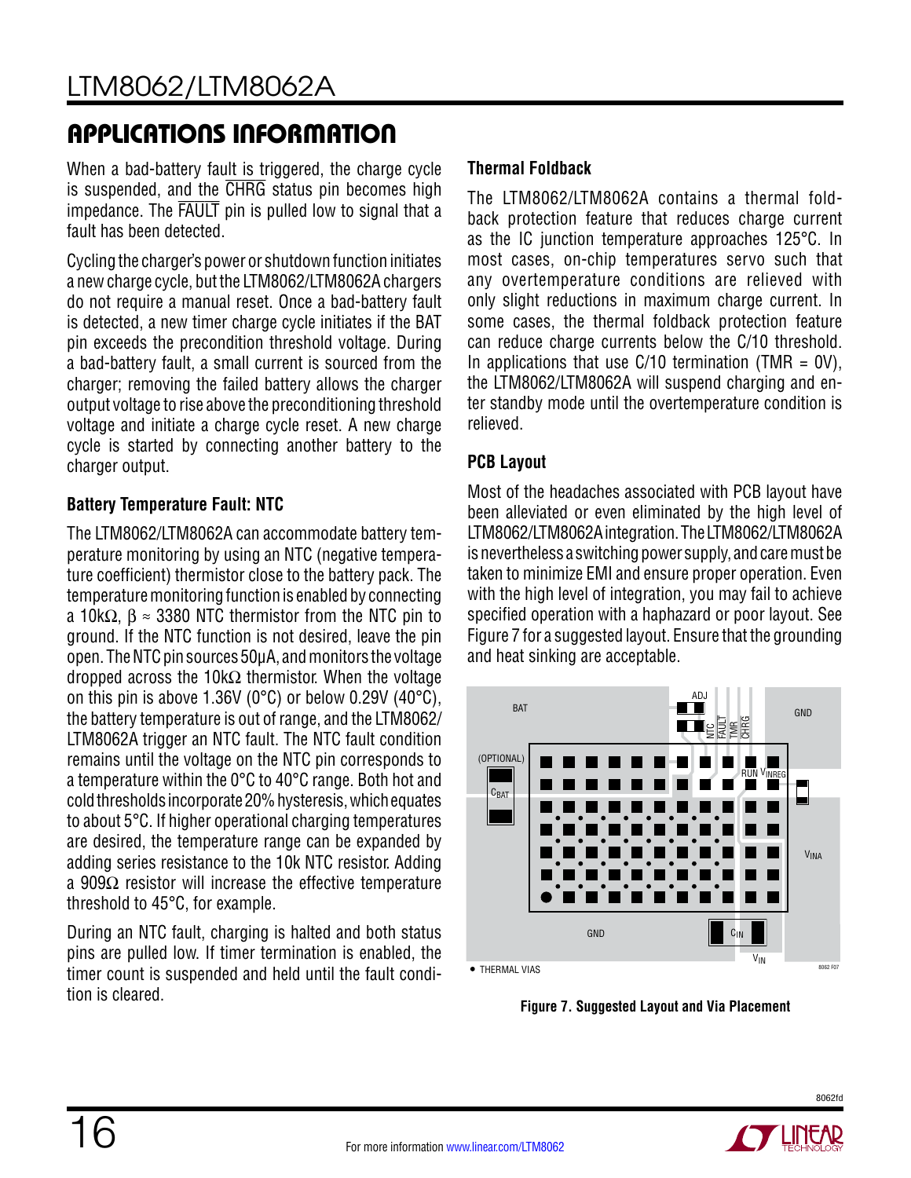## APPLICATIONS INFORMATION

When a bad-battery fault is triggered, the charge cycle is suspended, and the $\overline{\text{CHRG}}$ status pin becomes high impedance. The $\overline{\text{FAULT}}$ pin is pulled low to signal that a fault has been detected.

Cycling the charger's power or shutdown function initiates a new charge cycle, but the LTM8062/LTM8062A chargers do not require a manual reset. Once a bad-battery fault is detected, a new timer charge cycle initiates if the BAT pin exceeds the precondition threshold voltage. During a bad-battery fault, a small current is sourced from the charger; removing the failed battery allows the charger output voltage to rise above the preconditioning threshold voltage and initiate a charge cycle reset. A new charge cycle is started by connecting another battery to the charger output.

### Battery Temperature Fault: NTC

The LTM8062/LTM8062A can accommodate battery temperature monitoring by using an NTC (negative temperature coefficient) thermistor close to the battery pack. The temperature monitoring function is enabled by connecting a 10kΩ, β ≈ 3380 NTC thermistor from the NTC pin to ground. If the NTC function is not desired, leave the pin open. The NTC pin sources 50μA, and monitors the voltage dropped across the 10kΩ thermistor. When the voltage on this pin is above 1.36V (0°C) or below 0.29V (40°C), the battery temperature is out of range, and the LTM8062/LTM8062A trigger an NTC fault. The NTC fault condition remains until the voltage on the NTC pin corresponds to a temperature within the 0°C to 40°C range. Both hot and cold thresholds incorporate 20% hysteresis, which equates to about 5°C. If higher operational charging temperatures are desired, the temperature range can be expanded by adding series resistance to the 10k NTC resistor. Adding a 909Ω resistor will increase the effective temperature threshold to 45°C, for example.

During an NTC fault, charging is halted and both status pins are pulled low. If timer termination is enabled, the timer count is suspended and held until the fault condition is cleared.

### Thermal Foldback

The LTM8062/LTM8062A contains a thermal foldback protection feature that reduces charge current as the IC junction temperature approaches 125°C. In most cases, on-chip temperatures servo such that any overtemperature conditions are relieved with only slight reductions in maximum charge current. In some cases, the thermal foldback protection feature can reduce charge currents below the C/10 threshold. In applications that use C/10 termination (TMR = 0V), the LTM8062/LTM8062A will suspend charging and enter standby mode until the overtemperature condition is relieved.

### PCB Layout

Most of the headaches associated with PCB layout have been alleviated or even eliminated by the high level of LTM8062/LTM8062A integration. The LTM8062/LTM8062A is nevertheless a switching power supply, and care must be taken to minimize EMI and ensure proper operation. Even with the high level of integration, you may fail to achieve specified operation with a haphazard or poor layout. See Figure 7 for a suggested layout. Ensure that the grounding and heat sinking are acceptable.

Figure 7. Suggested Layout and Via Placement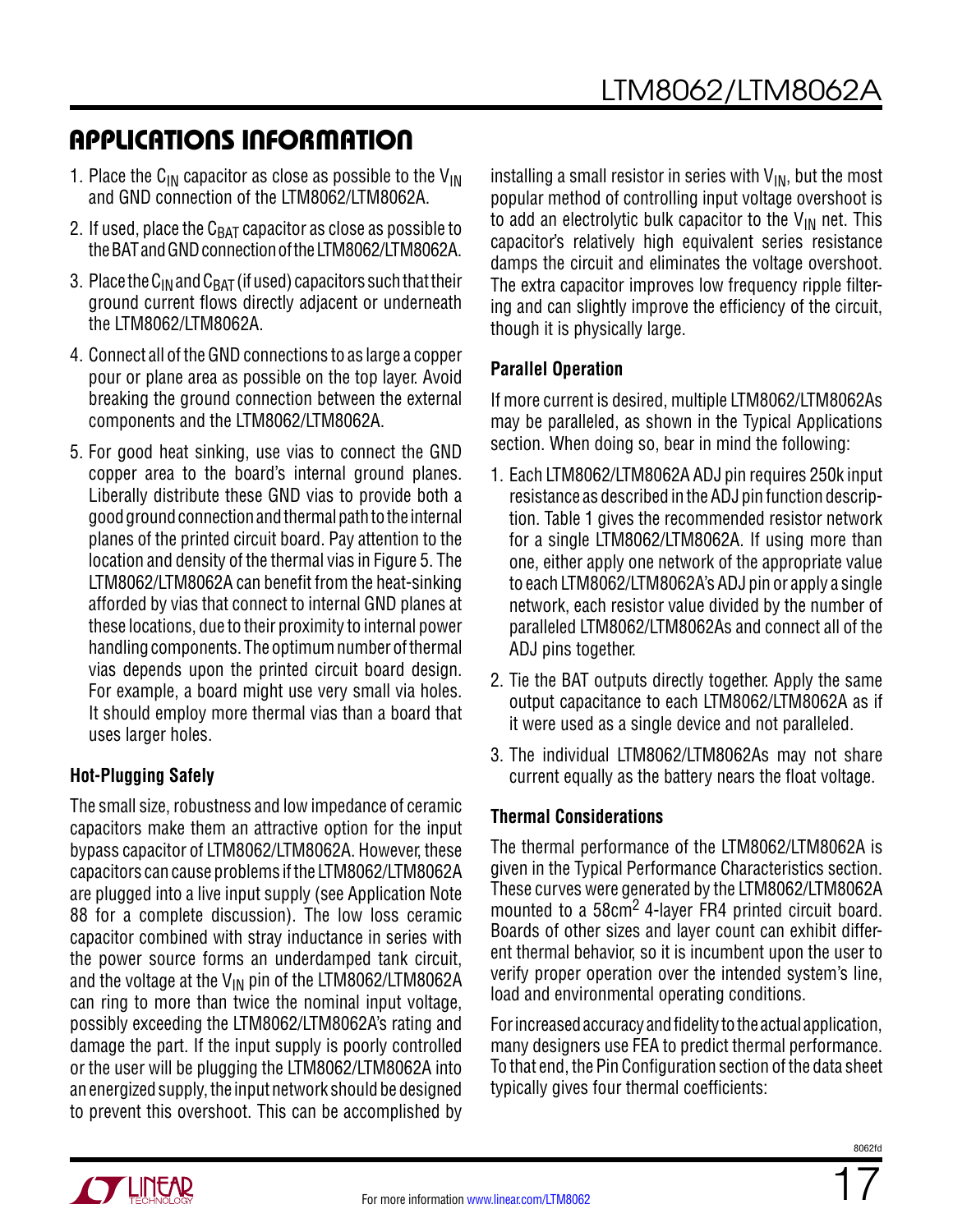## APPLICATIONS INFORMATION

1. Place the $C_{IN}$ capacitor as close as possible to the $V_{IN}$ and GND connection of the LTM8062/LTM8062A.
2. If used, place the $C_{BAT}$ capacitor as close as possible to the BAT and GND connection of the LTM8062/LTM8062A.
3. Place the $C_{IN}$ and $C_{BAT}$ (if used) capacitors such that their ground current flows directly adjacent or underneath the LTM8062/LTM8062A.
4. Connect all of the GND connections to as large a copper pour or plane area as possible on the top layer. Avoid breaking the ground connection between the external components and the LTM8062/LTM8062A.
5. For good heat sinking, use vias to connect the GND copper area to the board's internal ground planes. Liberally distribute these GND vias to provide both a good ground connection and thermal path to the internal planes of the printed circuit board. Pay attention to the location and density of the thermal vias in Figure 5. The LTM8062/LTM8062A can benefit from the heat-sinking afforded by vias that connect to internal GND planes at these locations, due to their proximity to internal power handling components. The optimum number of thermal vias depends upon the printed circuit board design. For example, a board might use very small via holes. It should employ more thermal vias than a board that uses larger holes.

### Hot-Plugging Safely

The small size, robustness and low impedance of ceramic capacitors make them an attractive option for the input bypass capacitor of LTM8062/LTM8062A. However, these capacitors can cause problems if the LTM8062/LTM8062A are plugged into a live input supply (see Application Note 88 for a complete discussion). The low loss ceramic capacitor combined with stray inductance in series with the power source forms an underdamped tank circuit, and the voltage at the $V_{IN}$ pin of the LTM8062/LTM8062A can ring to more than twice the nominal input voltage, possibly exceeding the LTM8062/LTM8062A's rating and damage the part. If the input supply is poorly controlled or the user will be plugging the LTM8062/LTM8062A into an energized supply, the input network should be designed to prevent this overshoot. This can be accomplished by installing a small resistor in series with $V_{IN}$, but the most popular method of controlling input voltage overshoot is to add an electrolytic bulk capacitor to the $V_{IN}$ net. This capacitor's relatively high equivalent series resistance damps the circuit and eliminates the voltage overshoot. The extra capacitor improves low frequency ripple filtering and can slightly improve the efficiency of the circuit, though it is physically large.

### Parallel Operation

If more current is desired, multiple LTM8062/LTM8062As may be paralleled, as shown in the Typical Applications section. When doing so, bear in mind the following:

1. Each LTM8062/LTM8062A ADJ pin requires 250k input resistance as described in the ADJ pin function description. Table 1 gives the recommended resistor network for a single LTM8062/LTM8062A. If using more than one, either apply one network of the appropriate value to each LTM8062/LTM8062A's ADJ pin or apply a single network, each resistor value divided by the number of paralleled LTM8062/LTM8062As and connect all of the ADJ pins together.
2. Tie the BAT outputs directly together. Apply the same output capacitance to each LTM8062/LTM8062A as if it were used as a single device and not paralleled.
3. The individual LTM8062/LTM8062As may not share current equally as the battery nears the float voltage.

### Thermal Considerations

The thermal performance of the LTM8062/LTM8062A is given in the Typical Performance Characteristics section. These curves were generated by the LTM8062/LTM8062A mounted to a $58cm^2$ 4-layer FR4 printed circuit board. Boards of other sizes and layer count can exhibit different thermal behavior, so it is incumbent upon the user to verify proper operation over the intended system's line, load and environmental operating conditions.

For increased accuracy and fidelity to the actual application, many designers use FEA to predict thermal performance. To that end, the Pin Configuration section of the data sheet typically gives four thermal coefficients: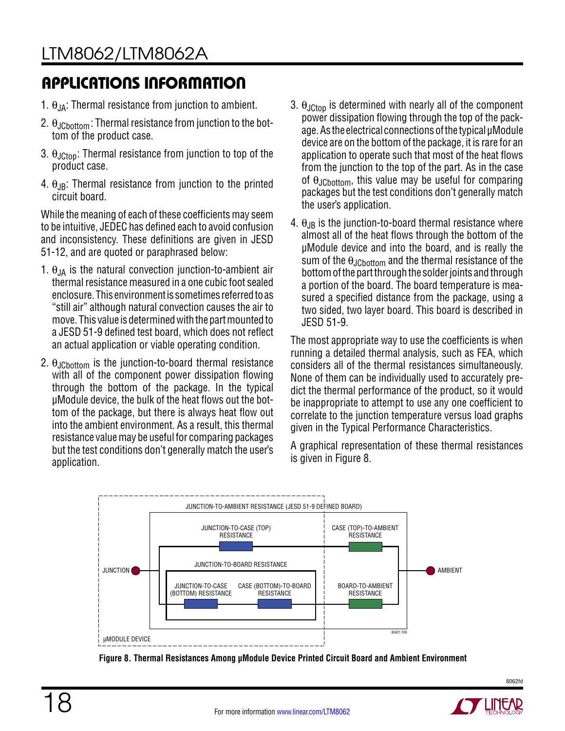## APPLICATIONS INFORMATION

1. $\theta_{JA}$: Thermal resistance from junction to ambient.
2. $\theta_{JCbottom}$: Thermal resistance from junction to the bottom of the product case.
3. $\theta_{JCtop}$: Thermal resistance from junction to top of the product case.
4. $\theta_{JB}$: Thermal resistance from junction to the printed circuit board.

While the meaning of each of these coefficients may seem to be intuitive, JEDEC has defined each to avoid confusion and inconsistency. These definitions are given in JESD 51-12, and are quoted or paraphrased below:

1. $\theta_{JA}$ is the natural convection junction-to-ambient air thermal resistance measured in a one cubic foot sealed enclosure. This environment is sometimes referred to as "still air" although natural convection causes the air to move. This value is determined with the part mounted to a JESD 51-9 defined test board, which does not reflect an actual application or viable operating condition.
2. $\theta_{JCbottom}$ is the junction-to-board thermal resistance with all of the component power dissipation flowing through the bottom of the package. In the typical µModule device, the bulk of the heat flows out the bottom of the package, but there is always heat flow out into the ambient environment. As a result, this thermal resistance value may be useful for comparing packages but the test conditions don't generally match the user's application.
3. $\theta_{JCtop}$ is determined with nearly all of the component power dissipation flowing through the top of the package. As the electrical connections of the typical µModule device are on the bottom of the package, it is rare for an application to operate such that most of the heat flows from the junction to the top of the part. As in the case of $\theta_{JCbottom}$, this value may be useful for comparing packages but the test conditions don't generally match the user's application.
4. $\theta_{JB}$ is the junction-to-board thermal resistance where almost all of the heat flows through the bottom of the µModule device and into the board, and is really the sum of the $\theta_{JCbottom}$ and the thermal resistance of the bottom of the part through the solder joints and through a portion of the board. The board temperature is measured a specified distance from the package, using a two sided, two layer board. This board is described in JESD 51-9.

The most appropriate way to use the coefficients is when running a detailed thermal analysis, such as FEA, which considers all of the thermal resistances simultaneously. None of them can be individually used to accurately predict the thermal performance of the product, so it would be inappropriate to attempt to use any one coefficient to correlate to the junction temperature versus load graphs given in the Typical Performance Characteristics.

A graphical representation of these thermal resistances is given in Figure 8.

JUNCTION-TO-AMBIENT RESISTANCE (JESD 51-9 DEFINED BOARD)
JUNCTION-TO-CASE (TOP) RESISTANCE
CASE (TOP)-TO-AMBIENT RESISTANCE
JUNCTION-TO-BOARD RESISTANCE
JUNCTION
AMBIENT
JUNCTION-TO-CASE (BOTTOM) RESISTANCE
CASE (BOTTOM)-TO-BOARD RESISTANCE
BOARD-TO-AMBIENT RESISTANCE
µMODULE DEVICE

**Figure 8. Thermal Resistances Among µModule Device Printed Circuit Board and Ambient Environment**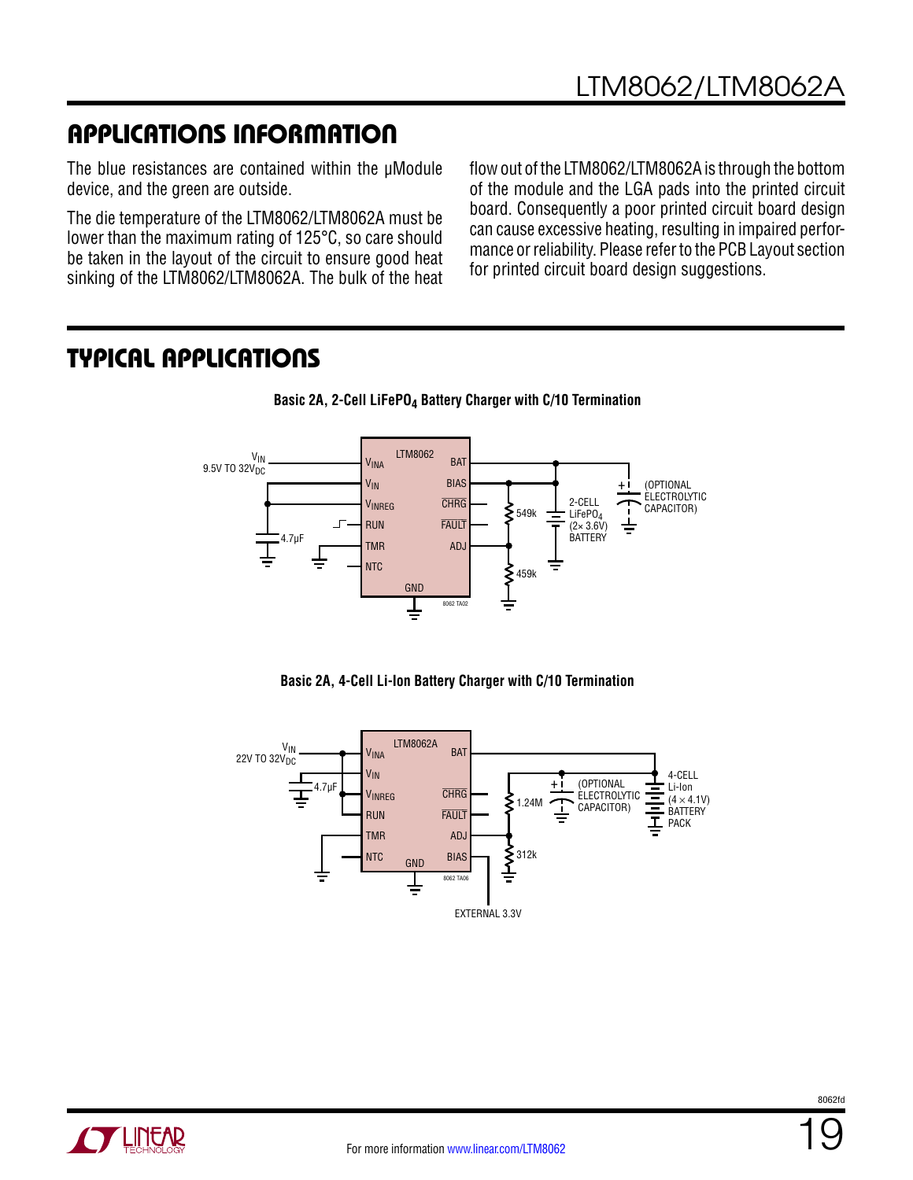## APPLICATIONS INFORMATION

The blue resistances are contained within the μModule device, and the green are outside.

The die temperature of the LTM8062/LTM8062A must be lower than the maximum rating of 125°C, so care should be taken in the layout of the circuit to ensure good heat sinking of the LTM8062/LTM8062A. The bulk of the heat flow out of the LTM8062/LTM8062A is through the bottom of the module and the LGA pads into the printed circuit board. Consequently a poor printed circuit board design can cause excessive heating, resulting in impaired performance or reliability. Please refer to the PCB Layout section for printed circuit board design suggestions.

## TYPICAL APPLICATIONS

**Basic 2A, 2-Cell $LiFePO_4$ Battery Charger with C/10 Termination**

**Basic 2A, 4-Cell Li-Ion Battery Charger with C/10 Termination**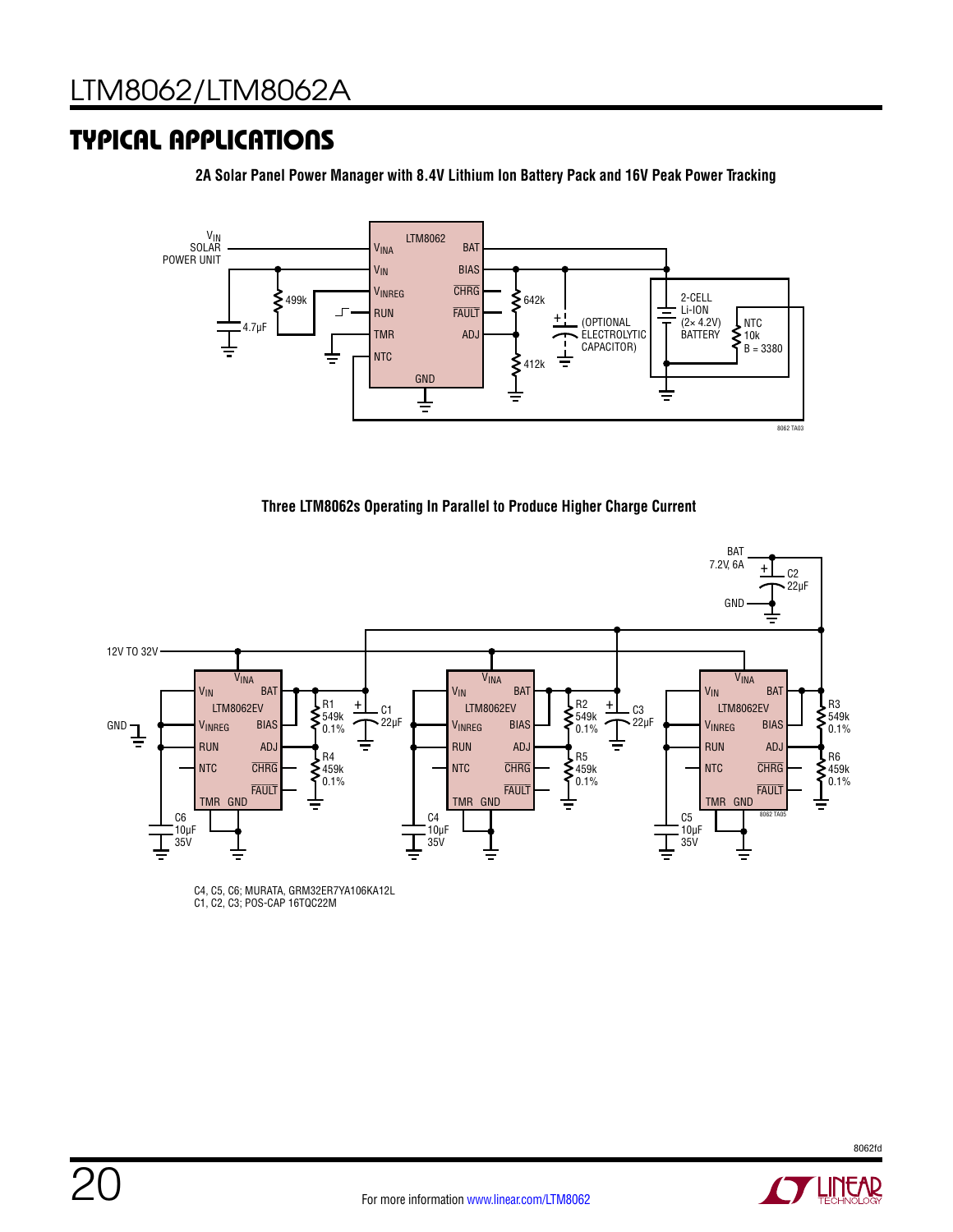## TYPICAL APPLICATIONS

**2A Solar Panel Power Manager with 8.4V Lithium Ion Battery Pack and 16V Peak Power Tracking**

**Three LTM8062s Operating In Parallel to Produce Higher Charge Current**

C4, C5, C6: MURATA, GRM32ER7YA106KA12L
C1, C2, C3: POS-CAP 16TQC22M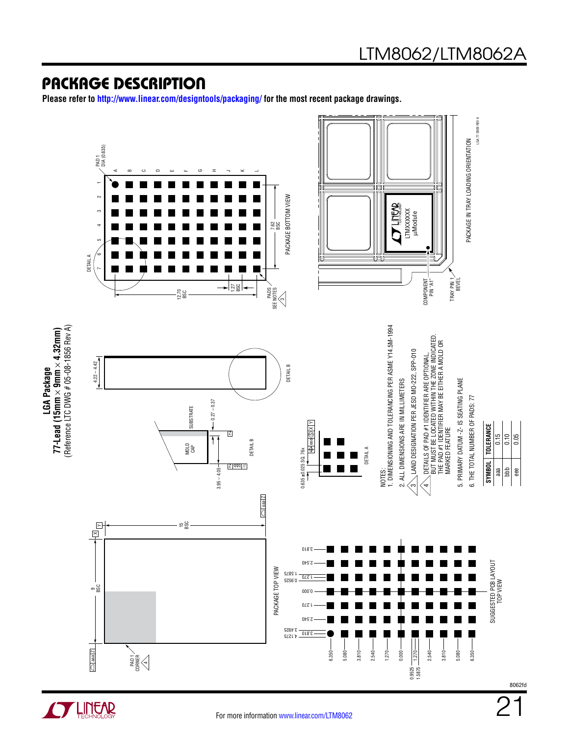## PACKAGE DESCRIPTION

**Please refer to http://www.linear.com/designtools/packaging/ for the most recent package drawings.**

**LGA Package**
**77-Lead (15mm × 9mm × 4.32mm)**
(Reference LTC DWG # 05-08-1856 Rev A)

PACKAGE TOP VIEW

PAD 1 CORNER 4

9 BSC

15 BSC

aaa Z

X Y

DETAIL B

SUBSTRATE

MOLD CAP

4.22 – 4.42

0.27 – 0.37

3.95 – 4.05

bbb Z

DETAIL A

0.635 ±0.025 SQ. 76x

eee S X Y

PACKAGE BOTTOM VIEW

PAD 1 DIA (0.635)

A B C D E F G H J K L

1 2 3 4 5 6 7

7.62 BSC

12.70 BSC

1.27 BSC

PADS SEE NOTES 3

SUGGESTED PCB LAYOUT TOP VIEW

6.350, 5.080, 3.810, 2.540, 1.270, 0.000, 0.9525, 1.5875, 1.270, 2.540, 3.810, 5.080, 6.350

3.810, 2.540, 1.5875, 1.270, 0.9525, 0.000, 1.270, 2.540, 3.4925, 3.810, 4.1275

PACKAGE IN TRAY LOADING ORIENTATION

LTMXXXXXX μModule

COMPONENT PIN "A1"

TRAY PIN 1 BEVEL

LGA 77 0909 REV A

NOTES:
1. DIMENSIONING AND TOLERANCING PER ASME Y14.5M-1994
2. ALL DIMENSIONS ARE IN MILLIMETERS
3. LAND DESIGNATION PER JESD MO-222, SPP-010
4. DETAILS OF PAD #1 IDENTIFIER ARE OPTIONAL, BUT MUST BE LOCATED WITHIN THE ZONE INDICATED. THE PAD #1 IDENTIFIER MAY BE EITHER A MOLD OR MARKED FEATURE
5. PRIMARY DATUM -Z- IS SEATING PLANE
6. THE TOTAL NUMBER OF PADS: 77

| SYMBOL | TOLERANCE |
|---|---|
| aaa | 0.15 |
| bbb | 0.10 |
| eee | 0.05 |

For more information www.linear.com/LTM8062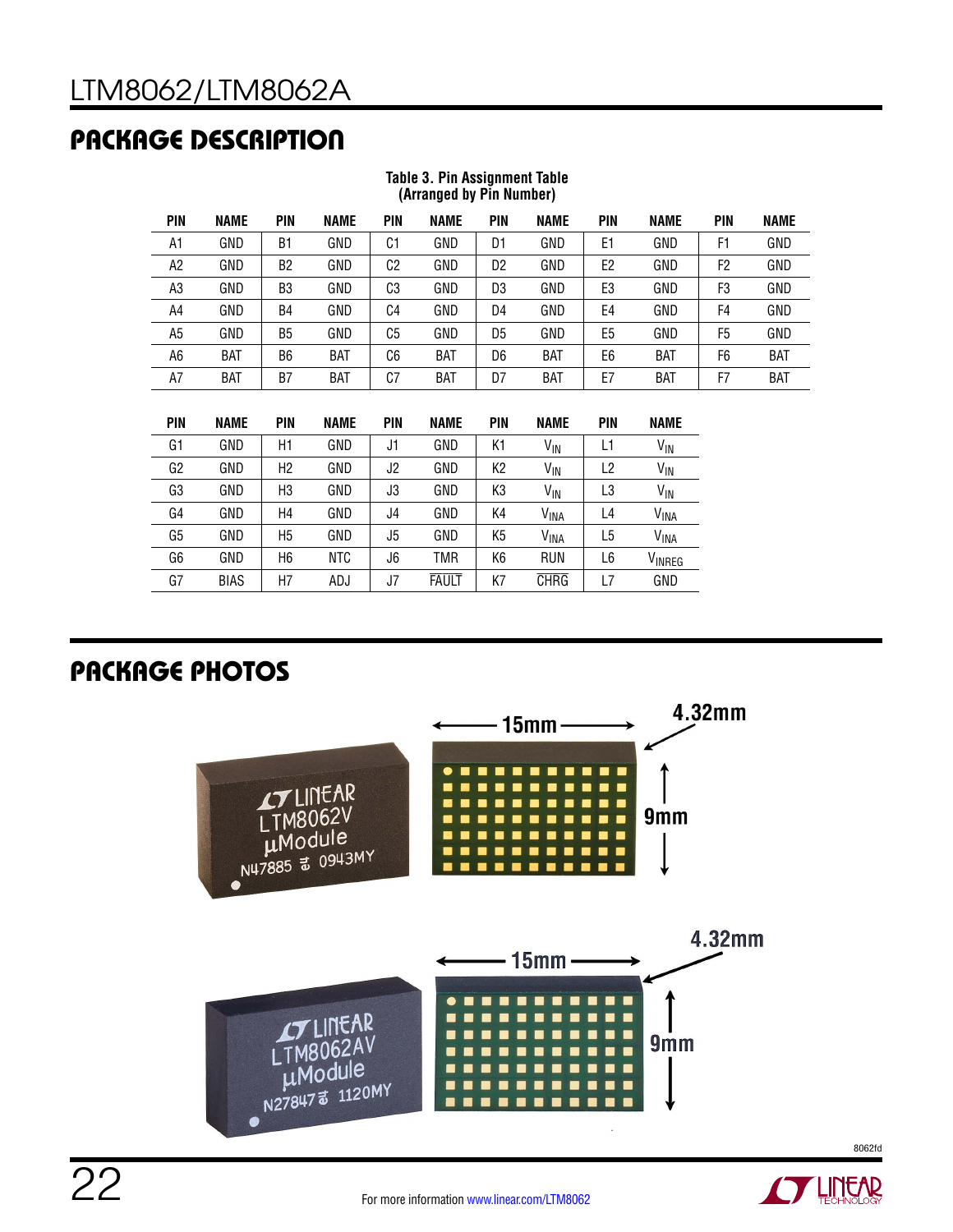## PACKAGE DESCRIPTION

**Table 3. Pin Assignment Table (Arranged by Pin Number)**

| PIN | NAME | PIN | NAME | PIN | NAME | PIN | NAME | PIN | NAME | PIN | NAME |
|---|---|---|---|---|---|---|---|---|---|---|---|
| A1 | GND | B1 | GND | C1 | GND | D1 | GND | E1 | GND | F1 | GND |
| A2 | GND | B2 | GND | C2 | GND | D2 | GND | E2 | GND | F2 | GND |
| A3 | GND | B3 | GND | C3 | GND | D3 | GND | E3 | GND | F3 | GND |
| A4 | GND | B4 | GND | C4 | GND | D4 | GND | E4 | GND | F4 | GND |
| A5 | GND | B5 | GND | C5 | GND | D5 | GND | E5 | GND | F5 | GND |
| A6 | BAT | B6 | BAT | C6 | BAT | D6 | BAT | E6 | BAT | F6 | BAT |
| A7 | BAT | B7 | BAT | C7 | BAT | D7 | BAT | E7 | BAT | F7 | BAT |

| PIN | NAME | PIN | NAME | PIN | NAME | PIN | NAME | PIN | NAME |
|---|---|---|---|---|---|---|---|---|---|
| G1 | GND | H1 | GND | J1 | GND | K1 | $V_{IN}$ | L1 | $V_{IN}$ |
| G2 | GND | H2 | GND | J2 | GND | K2 | $V_{IN}$ | L2 | $V_{IN}$ |
| G3 | GND | H3 | GND | J3 | GND | K3 | $V_{IN}$ | L3 | $V_{IN}$ |
| G4 | GND | H4 | GND | J4 | GND | K4 | $V_{INA}$ | L4 | $V_{INA}$ |
| G5 | GND | H5 | GND | J5 | GND | K5 | $V_{INA}$ | L5 | $V_{INA}$ |
| G6 | GND | H6 | NTC | J6 | TMR | K6 | RUN | L6 | $V_{INREG}$ |
| G7 | BIAS | H7 | ADJ | J7 | $\overline{FAULT}$ | K7 | $\overline{CHRG}$ | L7 | GND |

## PACKAGE PHOTOS

15mm

4.32mm

9mm

15mm

4.32mm

9mm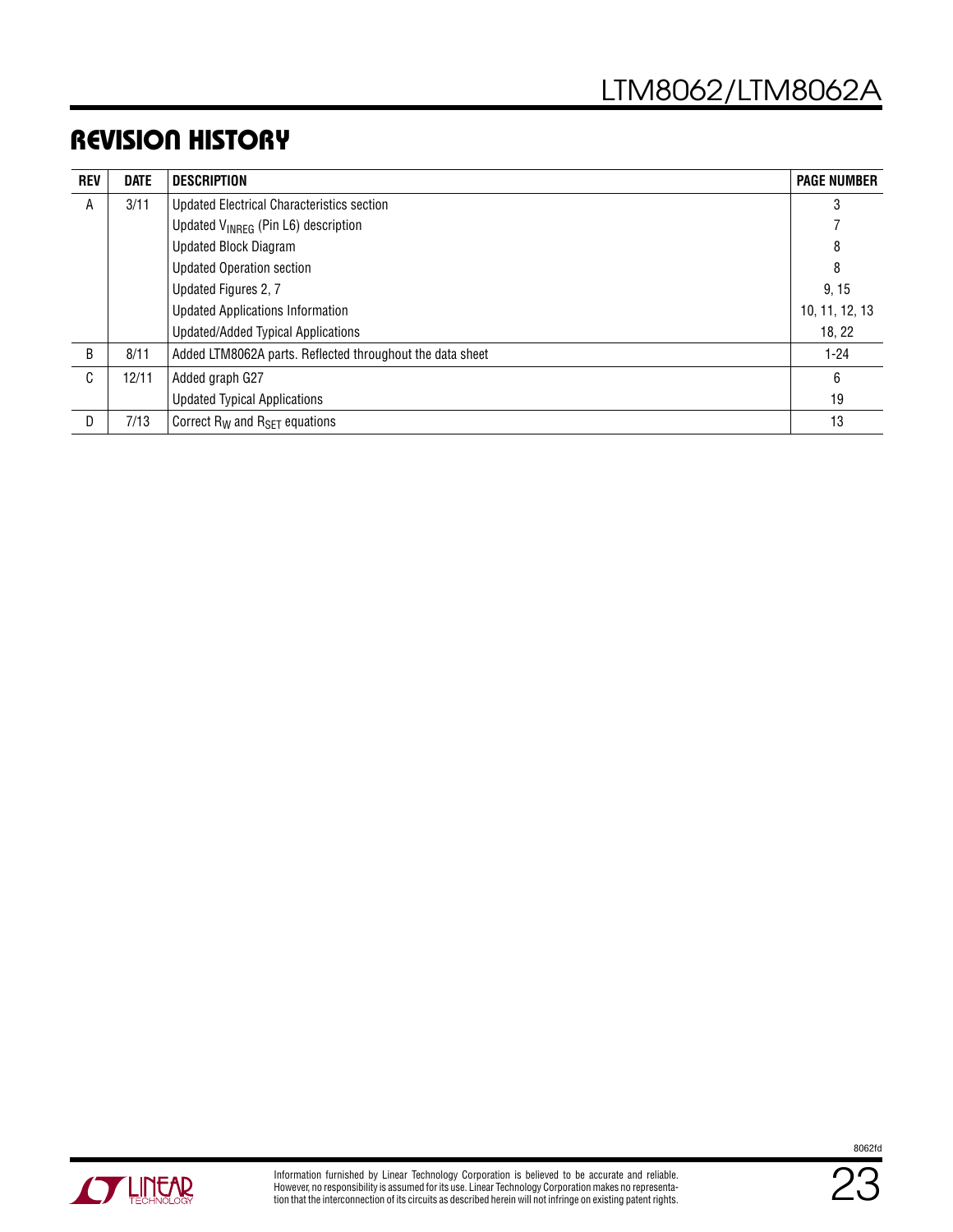## REVISION HISTORY

| REV | DATE | DESCRIPTION | PAGE NUMBER |
|---|---|---|---|
| A | 3/11 | Updated Electrical Characteristics section | 3 |
| | | Updated $V_{INREG}$ (Pin L6) description | 7 |
| | | Updated Block Diagram | 8 |
| | | Updated Operation section | 8 |
| | | Updated Figures 2, 7 | 9, 15 |
| | | Updated Applications Information | 10, 11, 12, 13 |
| | | Updated/Added Typical Applications | 18, 22 |
| B | 8/11 | Added LTM8062A parts. Reflected throughout the data sheet | 1-24 |
| C | 12/11 | Added graph G27 | 6 |
| | | Updated Typical Applications | 19 |
| D | 7/13 | Correct $R_W$ and $R_{SET}$ equations | 13 |

Information furnished by Linear Technology Corporation is believed to be accurate and reliable. However, no responsibility is assumed for its use. Linear Technology Corporation makes no representation that the interconnection of its circuits as described herein will not infringe on existing patent rights.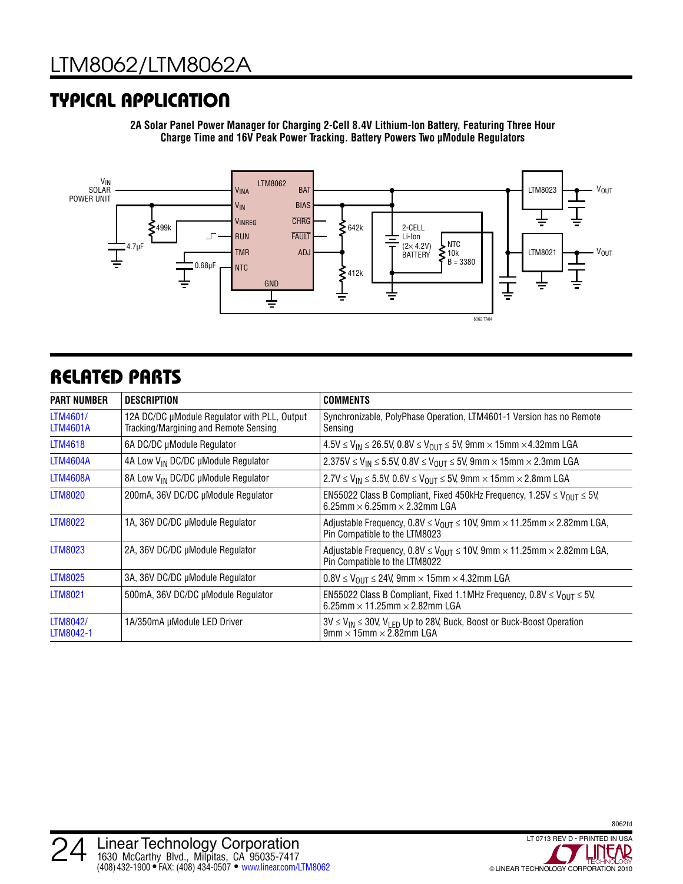## TYPICAL APPLICATION

**2A Solar Panel Power Manager for Charging 2-Cell 8.4V Lithium-Ion Battery, Featuring Three Hour Charge Time and 16V Peak Power Tracking. Battery Powers Two µModule Regulators**

$V_{IN}$ SOLAR POWER UNIT

LTM8062

$V_{INA}$

$V_{IN}$

$V_{INREG}$

RUN

TMR

NTC

GND

BAT

BIAS

CHRG

FAULT

ADJ

499k

4.7µF

0.68µF

642k

412k

2-CELL Li-Ion (2× 4.2V) BATTERY

NTC 10k B = 3380

LTM8023

LTM8021

$V_{OUT}$

$V_{OUT}$

8062 TA04

## RELATED PARTS

| PART NUMBER | DESCRIPTION | COMMENTS |
|---|---|---|
| LTM4601/ LTM4601A | 12A DC/DC µModule Regulator with PLL, Output Tracking/Margining and Remote Sensing | Synchronizable, PolyPhase Operation, LTM4601-1 Version has no Remote Sensing |
| LTM4618 | 6A DC/DC µModule Regulator | $4.5V \leq V_{IN} \leq 26.5V$, $0.8V \leq V_{OUT} \leq 5V$, 9mm × 15mm × 4.32mm LGA |
| LTM4604A | 4A Low $V_{IN}$ DC/DC µModule Regulator | $2.375V \leq V_{IN} \leq 5.5V$, $0.8V \leq V_{OUT} \leq 5V$, 9mm × 15mm × 2.3mm LGA |
| LTM4608A | 8A Low $V_{IN}$ DC/DC µModule Regulator | $2.7V \leq V_{IN} \leq 5.5V$, $0.6V \leq V_{OUT} \leq 5V$, 9mm × 15mm × 2.8mm LGA |
| LTM8020 | 200mA, 36V DC/DC µModule Regulator | EN55022 Class B Compliant, Fixed 450kHz Frequency, $1.25V \leq V_{OUT} \leq 5V$, 6.25mm × 6.25mm × 2.32mm LGA |
| LTM8022 | 1A, 36V DC/DC µModule Regulator | Adjustable Frequency, $0.8V \leq V_{OUT} \leq 10V$, 9mm × 11.25mm × 2.82mm LGA, Pin Compatible to the LTM8023 |
| LTM8023 | 2A, 36V DC/DC µModule Regulator | Adjustable Frequency, $0.8V \leq V_{OUT} \leq 10V$, 9mm × 11.25mm × 2.82mm LGA, Pin Compatible to the LTM8022 |
| LTM8025 | 3A, 36V DC/DC µModule Regulator | $0.8V \leq V_{OUT} \leq 24V$, 9mm × 15mm × 4.32mm LGA |
| LTM8021 | 500mA, 36V DC/DC µModule Regulator | EN55022 Class B Compliant, Fixed 1.1MHz Frequency, $0.8V \leq V_{OUT} \leq 5V$, 6.25mm × 11.25mm × 2.82mm LGA |
| LTM8042/ LTM8042-1 | 1A/350mA µModule LED Driver | $3V \leq V_{IN} \leq 30V$, $V_{LED}$ Up to 28V, Buck, Boost or Buck-Boost Operation 9mm × 15mm × 2.82mm LGA |

Linear Technology Corporation
1630 McCarthy Blvd., Milpitas, CA 95035-7417
(408) 432-1900 • FAX: (408) 434-0507 • www.linear.com/LTM8062

LT 0713 REV D • PRINTED IN USA
© LINEAR TECHNOLOGY CORPORATION 2010